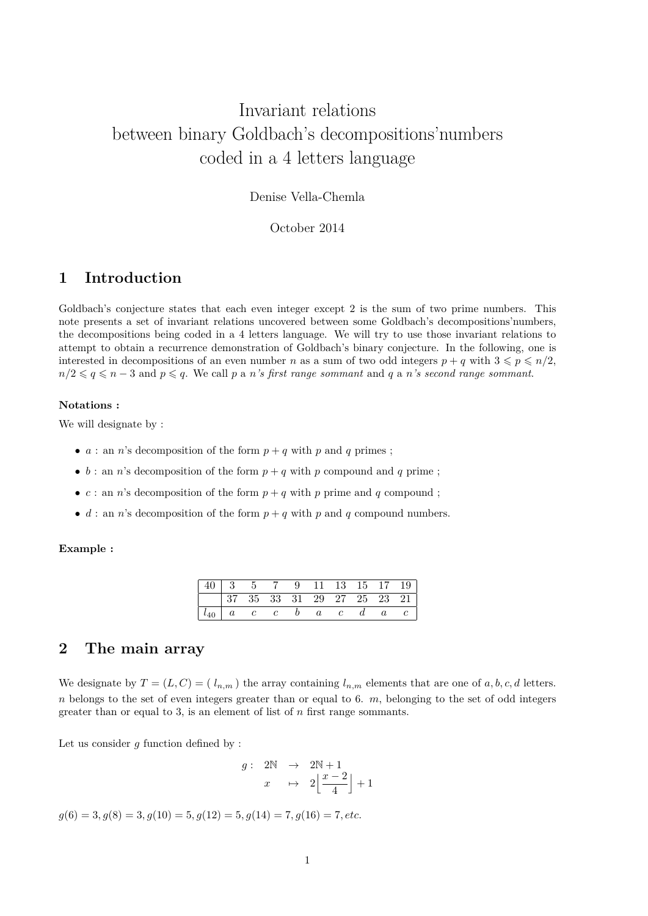# Invariant relations between binary Goldbach's decompositions'numbers coded in a 4 letters language

Denise Vella-Chemla

October 2014

## 1 Introduction

Goldbach's conjecture states that each even integer except 2 is the sum of two prime numbers. This note presents a set of invariant relations uncovered between some Goldbach's decompositions'numbers, the decompositions being coded in a 4 letters language. We will try to use those invariant relations to attempt to obtain a recurrence demonstration of Goldbach's binary conjecture. In the following, one is interested in decompositions of an even number $n$ as a sum of two odd integers $p+q$ with $3 \leqslant p \leqslant n/2$, $n/2 \leqslant q \leqslant n-3$ and $p \leqslant q$. We call $p$ a *n's first range sommant* and $q$ a *n's second range sommant*.

**Notations :**

We will designate by :

- $a$ : an $n$'s decomposition of the form $p+q$ with $p$ and $q$ primes ;
- $b$ : an $n$'s decomposition of the form $p+q$ with $p$ compound and $q$ prime ;
- $c$ : an $n$'s decomposition of the form $p+q$ with $p$ prime and $q$ compound ;
- $d$ : an $n$'s decomposition of the form $p+q$ with $p$ and $q$ compound numbers.

**Example :**

| 40 | 3 | 5 | 7 | 9 | 11 | 13 | 15 | 17 | 19 |
|---|---|---|---|---|---|---|---|---|---|
| | 37 | 35 | 33 | 31 | 29 | 27 | 25 | 23 | 21 |
| $l_{40}$ | $a$ | $c$ | $c$ | $b$ | $a$ | $c$ | $d$ | $a$ | $c$ |

## 2 The main array

We designate by $T = (L, C) = (\ l_{n,m}\ )$ the array containing $l_{n,m}$ elements that are one of $a, b, c, d$ letters. $n$ belongs to the set of even integers greater than or equal to 6. $m$, belonging to the set of odd integers greater than or equal to 3, is an element of list of $n$ first range sommants.

Let us consider $g$ function defined by :

$$g: \begin{array}{rcl} 2\mathbb{N} & \rightarrow & 2\mathbb{N}+1 \\ x & \mapsto & 2\Big\lfloor \dfrac{x-2}{4} \Big\rfloor + 1 \end{array}$$

$g(6) = 3, g(8) = 3, g(10) = 5, g(12) = 5, g(14) = 7, g(16) = 7, etc.$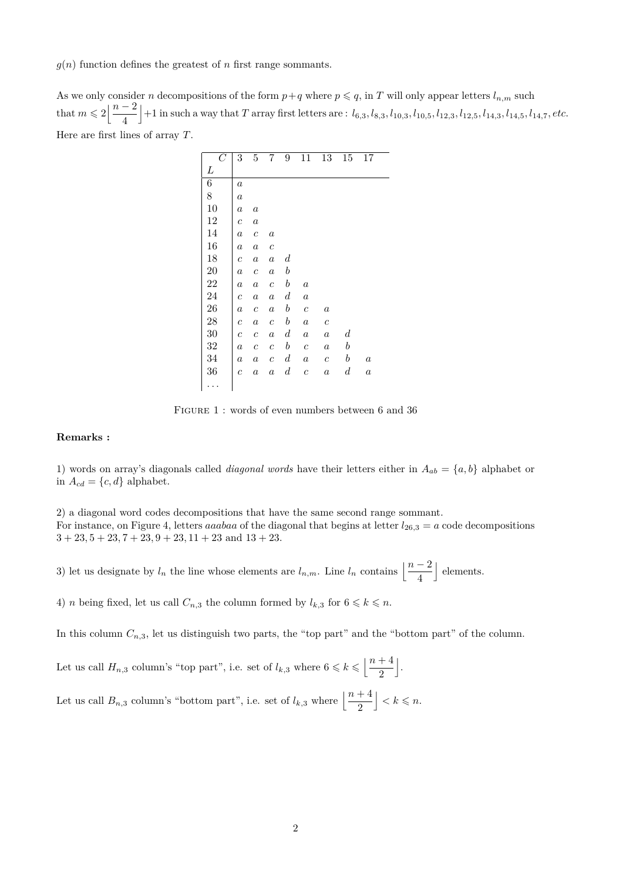$g(n)$ function defines the greatest of $n$ first range sommants.

As we only consider $n$ decompositions of the form $p+q$ where $p \leqslant q$, in $T$ will only appear letters $l_{n,m}$ such that $m \leqslant 2\left\lfloor \dfrac{n-2}{4} \right\rfloor+1$ in such a way that $T$ array first letters are : $l_{6,3}, l_{8,3}, l_{10,3}, l_{10,5}, l_{12,3}, l_{12,5}, l_{14,3}, l_{14,5}, l_{14,7}, etc.$

Here are first lines of array $T$.

| L \ C | 3 | 5 | 7 | 9 | 11 | 13 | 15 | 17 |
|---|---|---|---|---|---|---|---|---|
| 6 | $a$ | | | | | | | |
| 8 | $a$ | | | | | | | |
| 10 | $a$ | $a$ | | | | | | |
| 12 | $c$ | $a$ | | | | | | |
| 14 | $a$ | $c$ | $a$ | | | | | |
| 16 | $a$ | $a$ | $c$ | | | | | |
| 18 | $c$ | $a$ | $a$ | $d$ | | | | |
| 20 | $a$ | $c$ | $a$ | $b$ | | | | |
| 22 | $a$ | $a$ | $c$ | $b$ | $a$ | | | |
| 24 | $c$ | $a$ | $a$ | $d$ | $a$ | | | |
| 26 | $a$ | $c$ | $a$ | $b$ | $c$ | $a$ | | |
| 28 | $c$ | $a$ | $c$ | $b$ | $a$ | $c$ | | |
| 30 | $c$ | $c$ | $a$ | $d$ | $a$ | $a$ | $d$ | |
| 32 | $a$ | $c$ | $c$ | $b$ | $c$ | $a$ | $b$ | |
| 34 | $a$ | $a$ | $c$ | $d$ | $a$ | $c$ | $b$ | $a$ |
| 36 | $c$ | $a$ | $a$ | $d$ | $c$ | $a$ | $d$ | $a$ |
| ... | | | | | | | | |

Figure 1 : words of even numbers between 6 and 36

**Remarks :**

1) words on array's diagonals called *diagonal words* have their letters either in $A_{ab} = \{a, b\}$ alphabet or in $A_{cd} = \{c, d\}$ alphabet.

2) a diagonal word codes decompositions that have the same second range sommant.
For instance, on Figure 4, letters $aaabaa$ of the diagonal that begins at letter $l_{26,3} = a$ code decompositions $3+23, 5+23, 7+23, 9+23, 11+23$ and $13+23$.

3) let us designate by $l_n$ the line whose elements are $l_{n,m}$. Line $l_n$ contains $\left\lfloor \dfrac{n-2}{4} \right\rfloor$ elements.

4) $n$ being fixed, let us call $C_{n,3}$ the column formed by $l_{k,3}$ for $6 \leqslant k \leqslant n$.

In this column $C_{n,3}$, let us distinguish two parts, the "top part" and the "bottom part" of the column.

Let us call $H_{n,3}$ column's "top part", i.e. set of $l_{k,3}$ where $6 \leqslant k \leqslant \left\lfloor \dfrac{n+4}{2} \right\rfloor$.

Let us call $B_{n,3}$ column's "bottom part", i.e. set of $l_{k,3}$ where $\left\lfloor \dfrac{n+4}{2} \right\rfloor < k \leqslant n$.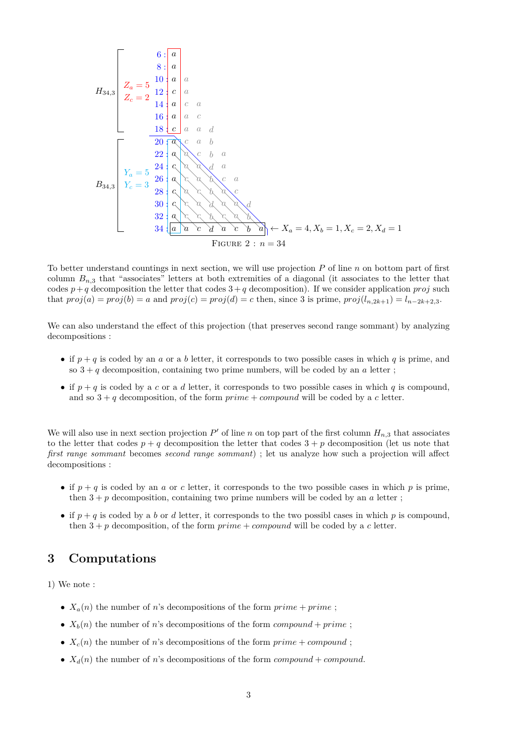| | | | | | | | | | |
|---|---|---|---|---|---|---|---|---|---|
| $H_{34,3}$ | $Z_a = 5$, $Z_c = 2$ | 6 : | $a$ | | | | | | |
| | | 8 : | $a$ | | | | | | |
| | | 10 : | $a$ | $a$ | | | | | |
| | | 12 : | $c$ | $a$ | | | | | |
| | | 14 : | $a$ | $c$ | $a$ | | | | |
| | | 16 : | $a$ | $a$ | $c$ | | | | |
| | | 18 : | $c$ | $a$ | $a$ | $d$ | | | |
| $B_{34,3}$ | $Y_a = 5$, $Y_c = 3$ | 20 : | $a$ | $c$ | $a$ | $b$ | | | |
| | | 22 : | $a$ | $a$ | $c$ | $b$ | $a$ | | |
| | | 24 : | $c$ | $a$ | $a$ | $d$ | $a$ | | |
| | | 26 : | $a$ | $c$ | $a$ | $b$ | $c$ | $a$ | |
| | | 28 : | $c$ | $a$ | $c$ | $b$ | $a$ | $c$ | |
| | | 30 : | $c$ | $c$ | $a$ | $d$ | $a$ | $a$ | $d$ |
| | | 32 : | $a$ | $c$ | $c$ | $b$ | $c$ | $a$ | $b$ |
| | | 34 : | $a$ | $a$ | $c$ | $d$ | $a$ | $c$ | $b$ | $a$ ← $X_a = 4, X_b = 1, X_c = 2, X_d = 1$ |

Figure 2 : $n = 34$

To better understand countings in next section, we will use projection $P$ of line $n$ on bottom part of first column $B_{n,3}$ that "associates" letters at both extremities of a diagonal (it associates to the letter that codes $p+q$ decomposition the letter that codes $3+q$ decomposition). If we consider application $proj$ such that $proj(a) = proj(b) = a$ and $proj(c) = proj(d) = c$ then, since 3 is prime, $proj(l_{n,2k+1}) = l_{n-2k+2,3}$.

We can also understand the effect of this projection (that preserves second range sommant) by analyzing decompositions :

- if $p+q$ is coded by an $a$ or a $b$ letter, it corresponds to two possible cases in which $q$ is prime, and so $3+q$ decomposition, containing two prime numbers, will be coded by an $a$ letter ;
- if $p+q$ is coded by a $c$ or a $d$ letter, it corresponds to two possible cases in which $q$ is compound, and so $3+q$ decomposition, of the form *prime + compound* will be coded by a $c$ letter.

We will also use in next section projection $P'$ of line $n$ on top part of the first column $H_{n,3}$ that associates to the letter that codes $p+q$ decomposition the letter that codes $3+p$ decomposition (let us note that *first range sommant* becomes *second range sommant*) ; let us analyze how such a projection will affect decompositions :

- if $p+q$ is coded by an $a$ or $c$ letter, it corresponds to the two possible cases in which $p$ is prime, then $3+p$ decomposition, containing two prime numbers will be coded by an $a$ letter ;
- if $p+q$ is coded by a $b$ or $d$ letter, it corresponds to the two possibl cases in which $p$ is compound, then $3+p$ decomposition, of the form *prime + compound* will be coded by a $c$ letter.

## 3 Computations

1) We note :

- $X_a(n)$ the number of $n$'s decompositions of the form *prime + prime* ;
- $X_b(n)$ the number of $n$'s decompositions of the form *compound + prime* ;
- $X_c(n)$ the number of $n$'s decompositions of the form *prime + compound* ;
- $X_d(n)$ the number of $n$'s decompositions of the form *compound + compound*.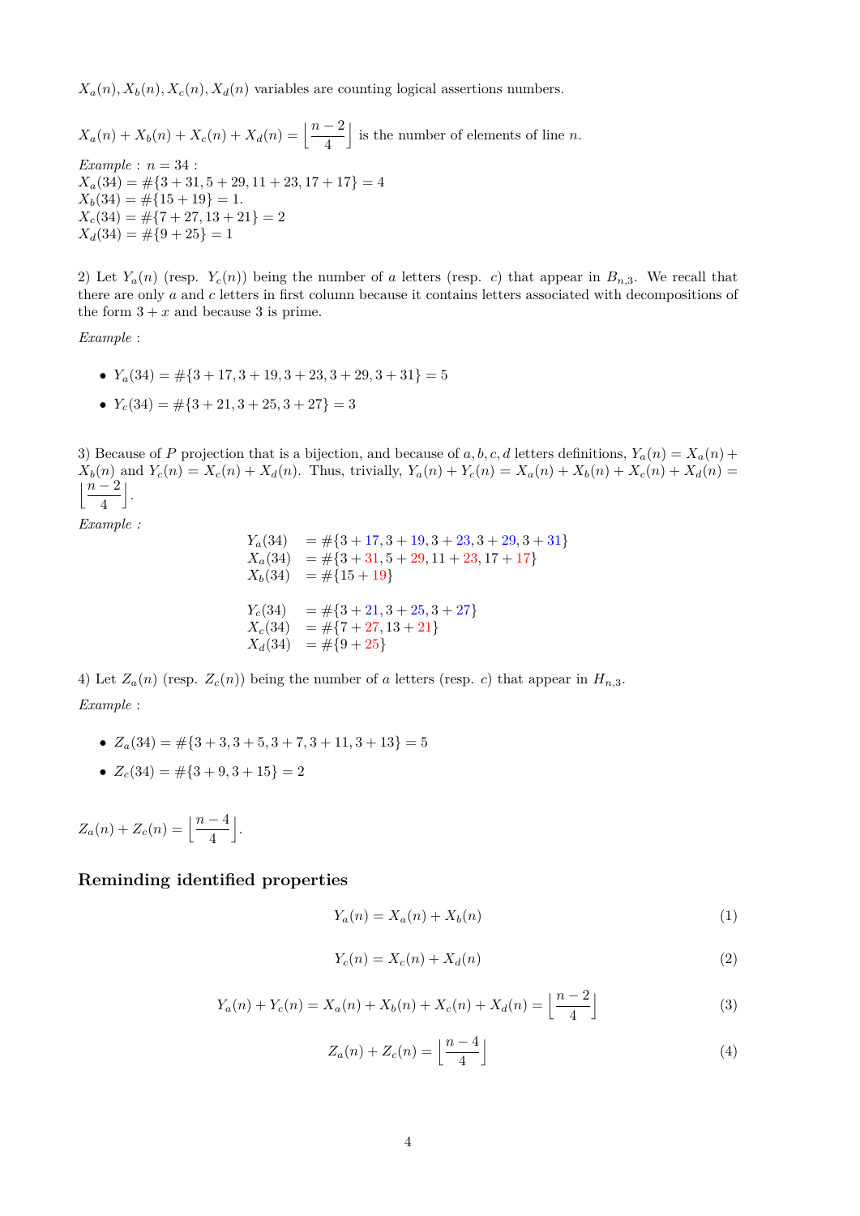$X_a(n), X_b(n), X_c(n), X_d(n)$ variables are counting logical assertions numbers.

$X_a(n) + X_b(n) + X_c(n) + X_d(n) = \left\lfloor \dfrac{n-2}{4} \right\rfloor$ is the number of elements of line $n$.

*Example* : $n = 34$ :
$X_a(34) = \#\{3+31, 5+29, 11+23, 17+17\} = 4$
$X_b(34) = \#\{15+19\} = 1.$
$X_c(34) = \#\{7+27, 13+21\} = 2$
$X_d(34) = \#\{9+25\} = 1$

2) Let $Y_a(n)$ (resp. $Y_c(n)$) being the number of $a$ letters (resp. $c$) that appear in $B_{n,3}$. We recall that there are only $a$ and $c$ letters in first column because it contains letters associated with decompositions of the form $3+x$ and because 3 is prime.

*Example* :

- $Y_a(34) = \#\{3+17, 3+19, 3+23, 3+29, 3+31\} = 5$
- $Y_c(34) = \#\{3+21, 3+25, 3+27\} = 3$

3) Because of $P$ projection that is a bijection, and because of $a, b, c, d$ letters definitions, $Y_a(n) = X_a(n) + X_b(n)$ and $Y_c(n) = X_c(n) + X_d(n)$. Thus, trivially, $Y_a(n) + Y_c(n) = X_a(n) + X_b(n) + X_c(n) + X_d(n) = \left\lfloor \dfrac{n-2}{4} \right\rfloor$.

*Example :*

$$
\begin{array}{ll}
Y_a(34) & = \#\{3+17, 3+19, 3+23, 3+29, 3+31\} \\
X_a(34) & = \#\{3+31, 5+29, 11+23, 17+17\} \\
X_b(34) & = \#\{15+19\} \\
 & \\
Y_c(34) & = \#\{3+21, 3+25, 3+27\} \\
X_c(34) & = \#\{7+27, 13+21\} \\
X_d(34) & = \#\{9+25\}
\end{array}
$$

4) Let $Z_a(n)$ (resp. $Z_c(n)$) being the number of $a$ letters (resp. $c$) that appear in $H_{n,3}$.

*Example* :

- $Z_a(34) = \#\{3+3, 3+5, 3+7, 3+11, 3+13\} = 5$
- $Z_c(34) = \#\{3+9, 3+15\} = 2$

$Z_a(n) + Z_c(n) = \left\lfloor \dfrac{n-4}{4} \right\rfloor$.

## Reminding identified properties

$$Y_a(n) = X_a(n) + X_b(n) \tag{1}$$

$$Y_c(n) = X_c(n) + X_d(n) \tag{2}$$

$$Y_a(n) + Y_c(n) = X_a(n) + X_b(n) + X_c(n) + X_d(n) = \left\lfloor \frac{n-2}{4} \right\rfloor \tag{3}$$

$$Z_a(n) + Z_c(n) = \left\lfloor \frac{n-4}{4} \right\rfloor \tag{4}$$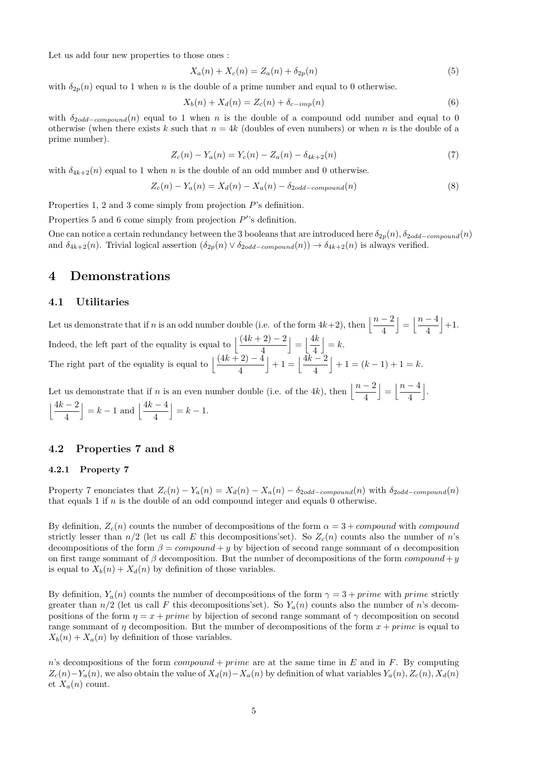Let us add four new properties to those ones :

$$X_a(n) + X_c(n) = Z_a(n) + \delta_{2p}(n) \tag{5}$$

with $\delta_{2p}(n)$ equal to 1 when $n$ is the double of a prime number and equal to 0 otherwise.

$$X_b(n) + X_d(n) = Z_c(n) + \delta_{c-imp}(n) \tag{6}$$

with $\delta_{2odd-compound}(n)$ equal to 1 when $n$ is the double of a compound odd number and equal to 0 otherwise (when there exists $k$ such that $n = 4k$ (doubles of even numbers) or when $n$ is the double of a prime number).

$$Z_c(n) - Y_a(n) = Y_c(n) - Z_a(n) - \delta_{4k+2}(n) \tag{7}$$

with $\delta_{4k+2}(n)$ equal to 1 when $n$ is the double of an odd number and 0 otherwise.

$$Z_c(n) - Y_a(n) = X_d(n) - X_a(n) - \delta_{2odd-compound}(n) \tag{8}$$

Properties 1, 2 and 3 come simply from projection $P$'s definition.

Properties 5 and 6 come simply from projection $P'$'s definition.

One can notice a certain redundancy between the 3 booleans that are introduced here $\delta_{2p}(n)$, $\delta_{2odd-compound}(n)$ and $\delta_{4k+2}(n)$. Trivial logical assertion $(\delta_{2p}(n) \vee \delta_{2odd-compound}(n)) \rightarrow \delta_{4k+2}(n)$ is always verified.

# 4 Demonstrations

## 4.1 Utilitaries

Let us demonstrate that if $n$ is an odd number double (i.e. of the form $4k+2$), then $\left\lfloor \dfrac{n-2}{4} \right\rfloor = \left\lfloor \dfrac{n-4}{4} \right\rfloor + 1$.

Indeed, the left part of the equality is equal to $\left\lfloor \dfrac{(4k+2)-2}{4} \right\rfloor = \left\lfloor \dfrac{4k}{4} \right\rfloor = k$.

The right part of the equality is equal to $\left\lfloor \dfrac{(4k+2)-4}{4} \right\rfloor + 1 = \left\lfloor \dfrac{4k-2}{4} \right\rfloor + 1 = (k-1) + 1 = k$.

Let us demonstrate that if $n$ is an even number double (i.e. of the $4k$), then $\left\lfloor \dfrac{n-2}{4} \right\rfloor = \left\lfloor \dfrac{n-4}{4} \right\rfloor$.

$\left\lfloor \dfrac{4k-2}{4} \right\rfloor = k-1$ and $\left\lfloor \dfrac{4k-4}{4} \right\rfloor = k-1$.

## 4.2 Properties 7 and 8

### 4.2.1 Property 7

Property 7 enonciates that $Z_c(n) - Y_a(n) = X_d(n) - X_a(n) - \delta_{2odd-compound}(n)$ with $\delta_{2odd-compound}(n)$ that equals 1 if $n$ is the double of an odd compound integer and equals 0 otherwise.

By definition, $Z_c(n)$ counts the number of decompositions of the form $\alpha = 3 + compound$ with *compound* strictly lesser than $n/2$ (let us call $E$ this decompositions'set). So $Z_c(n)$ counts also the number of $n$'s decompositions of the form $\beta = compound + y$ by bijection of second range sommant of $\alpha$ decomposition on first range sommant of $\beta$ decomposition. But the number of decompositions of the form $compound + y$ is equal to $X_b(n) + X_d(n)$ by definition of those variables.

By definition, $Y_a(n)$ counts the number of decompositions of the form $\gamma = 3 + prime$ with *prime* strictly greater than $n/2$ (let us call $F$ this decompositions'set). So $Y_a(n)$ counts also the number of $n$'s decompositions of the form $\eta = x + prime$ by bijection of second range sommant of $\gamma$ decomposition on second range sommant of $\eta$ decomposition. But the number of decompositions of the form $x + prime$ is equal to $X_b(n) + X_a(n)$ by definition of those variables.

$n$'s decompositions of the form $compound + prime$ are at the same time in $E$ and in $F$. By computing $Z_c(n) - Y_a(n)$, we also obtain the value of $X_d(n) - X_a(n)$ by definition of what variables $Y_a(n), Z_c(n), X_d(n)$ et $X_a(n)$ count.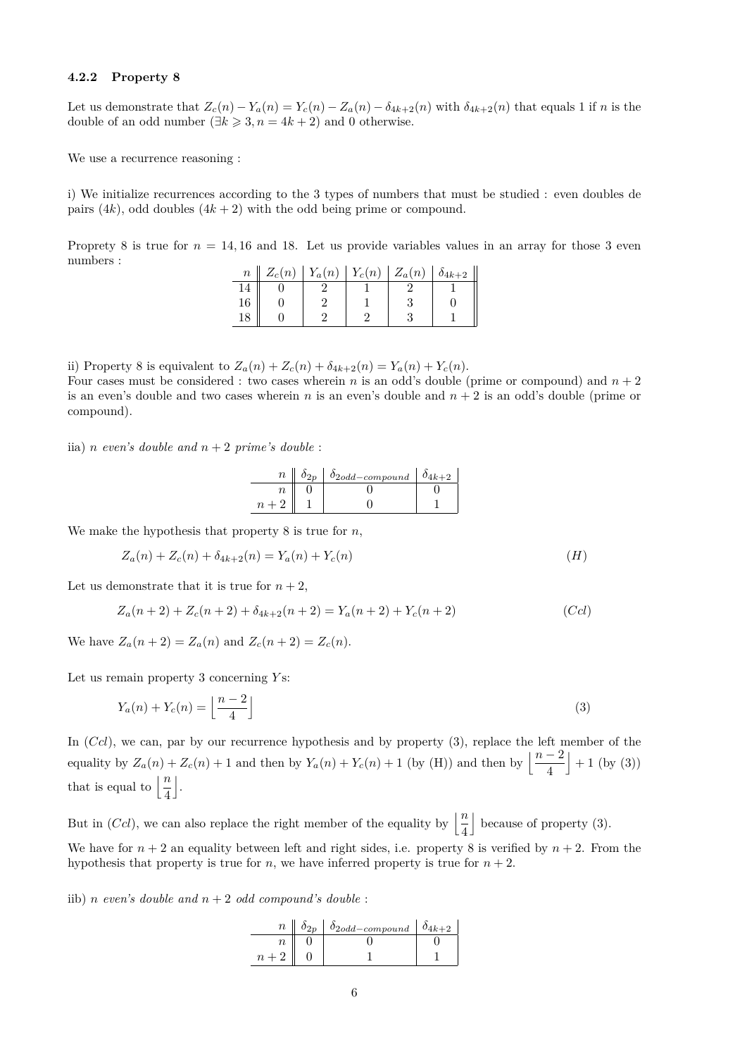### 4.2.2 Property 8

Let us demonstrate that $Z_c(n) - Y_a(n) = Y_c(n) - Z_a(n) - \delta_{4k+2}(n)$ with $\delta_{4k+2}(n)$ that equals 1 if $n$ is the double of an odd number ($\exists k \geqslant 3, n = 4k+2$) and 0 otherwise.

We use a recurrence reasoning :

i) We initialize recurrences according to the 3 types of numbers that must be studied : even doubles de pairs ($4k$), odd doubles ($4k+2$) with the odd being prime or compound.

Proprety 8 is true for $n = 14, 16$ and 18. Let us provide variables values in an array for those 3 even numbers :

| $n$ | $Z_c(n)$ | $Y_a(n)$ | $Y_c(n)$ | $Z_a(n)$ | $\delta_{4k+2}$ |
|---|---|---|---|---|---|
| 14 | 0 | 2 | 1 | 2 | 1 |
| 16 | 0 | 2 | 1 | 3 | 0 |
| 18 | 0 | 2 | 2 | 3 | 1 |

ii) Property 8 is equivalent to $Z_a(n) + Z_c(n) + \delta_{4k+2}(n) = Y_a(n) + Y_c(n)$.
Four cases must be considered : two cases wherein $n$ is an odd's double (prime or compound) and $n+2$ is an even's double and two cases wherein $n$ is an even's double and $n+2$ is an odd's double (prime or compound).

iia) *$n$ even's double and $n+2$ prime's double* :

| $n$ | $\delta_{2p}$ | $\delta_{2odd-compound}$ | $\delta_{4k+2}$ |
|---|---|---|---|
| $n$ | 0 | 0 | 0 |
| $n+2$ | 1 | 0 | 1 |

We make the hypothesis that property 8 is true for $n$,

$$Z_a(n) + Z_c(n) + \delta_{4k+2}(n) = Y_a(n) + Y_c(n) \qquad (H)$$

Let us demonstrate that it is true for $n+2$,

$$Z_a(n+2) + Z_c(n+2) + \delta_{4k+2}(n+2) = Y_a(n+2) + Y_c(n+2) \qquad (Ccl)$$

We have $Z_a(n+2) = Z_a(n)$ and $Z_c(n+2) = Z_c(n)$.

Let us remain property 3 concerning $Y$s:

$$Y_a(n) + Y_c(n) = \left\lfloor \frac{n-2}{4} \right\rfloor \qquad (3)$$

In ($Ccl$), we can, par by our recurrence hypothesis and by property (3), replace the left member of the equality by $Z_a(n) + Z_c(n) + 1$ and then by $Y_a(n) + Y_c(n) + 1$ (by (H)) and then by $\left\lfloor \frac{n-2}{4} \right\rfloor + 1$ (by (3)) that is equal to $\left\lfloor \frac{n}{4} \right\rfloor$.

But in ($Ccl$), we can also replace the right member of the equality by $\left\lfloor \frac{n}{4} \right\rfloor$ because of property (3).

We have for $n+2$ an equality between left and right sides, i.e. property 8 is verified by $n+2$. From the hypothesis that property is true for $n$, we have inferred property is true for $n+2$.

iib) *$n$ even's double and $n+2$ odd compound's double* :

| $n$ | $\delta_{2p}$ | $\delta_{2odd-compound}$ | $\delta_{4k+2}$ |
|---|---|---|---|
| $n$ | 0 | 0 | 0 |
| $n+2$ | 0 | 1 | 1 |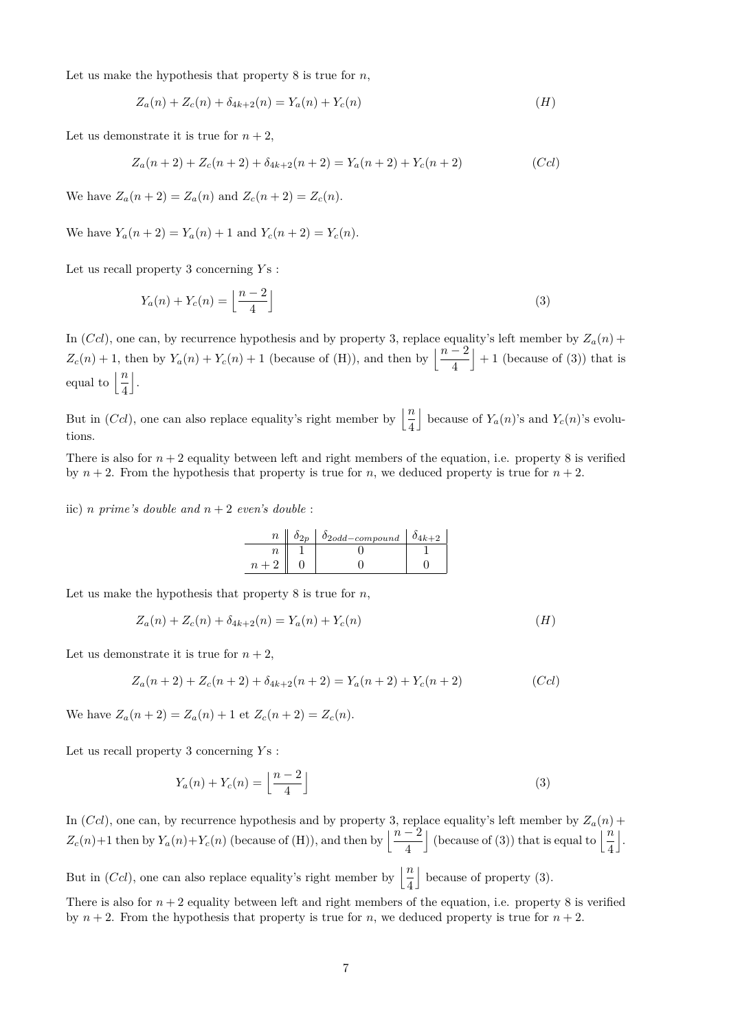Let us make the hypothesis that property 8 is true for $n$,

$$Z_a(n) + Z_c(n) + \delta_{4k+2}(n) = Y_a(n) + Y_c(n) \tag{$H$}$$

Let us demonstrate it is true for $n+2$,

$$Z_a(n+2) + Z_c(n+2) + \delta_{4k+2}(n+2) = Y_a(n+2) + Y_c(n+2) \tag{$Ccl$}$$

We have $Z_a(n+2) = Z_a(n)$ and $Z_c(n+2) = Z_c(n)$.

We have $Y_a(n+2) = Y_a(n) + 1$ and $Y_c(n+2) = Y_c(n)$.

Let us recall property 3 concerning $Y$s :

$$Y_a(n) + Y_c(n) = \left\lfloor \frac{n-2}{4} \right\rfloor \tag{3}$$

In $(Ccl)$, one can, by recurrence hypothesis and by property 3, replace equality's left member by $Z_a(n) + Z_c(n) + 1$, then by $Y_a(n) + Y_c(n) + 1$ (because of (H)), and then by $\left\lfloor \dfrac{n-2}{4} \right\rfloor + 1$ (because of (3)) that is equal to $\left\lfloor \dfrac{n}{4} \right\rfloor$.

But in $(Ccl)$, one can also replace equality's right member by $\left\lfloor \dfrac{n}{4} \right\rfloor$ because of $Y_a(n)$'s and $Y_c(n)$'s evolutions.

There is also for $n+2$ equality between left and right members of the equation, i.e. property 8 is verified by $n+2$. From the hypothesis that property is true for $n$, we deduced property is true for $n+2$.

iic) *$n$ prime's double and $n+2$ even's double* :

| $n$ | $\delta_{2p}$ | $\delta_{2odd-compound}$ | $\delta_{4k+2}$ |
|---|---|---|---|
| $n$ | 1 | 0 | 1 |
| $n+2$ | 0 | 0 | 0 |

Let us make the hypothesis that property 8 is true for $n$,

$$Z_a(n) + Z_c(n) + \delta_{4k+2}(n) = Y_a(n) + Y_c(n) \tag{$H$}$$

Let us demonstrate it is true for $n+2$,

$$Z_a(n+2) + Z_c(n+2) + \delta_{4k+2}(n+2) = Y_a(n+2) + Y_c(n+2) \tag{$Ccl$}$$

We have $Z_a(n+2) = Z_a(n) + 1$ et $Z_c(n+2) = Z_c(n)$.

Let us recall property 3 concerning $Y$s :

$$Y_a(n) + Y_c(n) = \left\lfloor \frac{n-2}{4} \right\rfloor \tag{3}$$

In $(Ccl)$, one can, by recurrence hypothesis and by property 3, replace equality's left member by $Z_a(n) + Z_c(n) + 1$ then by $Y_a(n) + Y_c(n)$ (because of (H)), and then by $\left\lfloor \dfrac{n-2}{4} \right\rfloor$ (because of (3)) that is equal to $\left\lfloor \dfrac{n}{4} \right\rfloor$.

But in $(Ccl)$, one can also replace equality's right member by $\left\lfloor \dfrac{n}{4} \right\rfloor$ because of property (3).

There is also for $n+2$ equality between left and right members of the equation, i.e. property 8 is verified by $n+2$. From the hypothesis that property is true for $n$, we deduced property is true for $n+2$.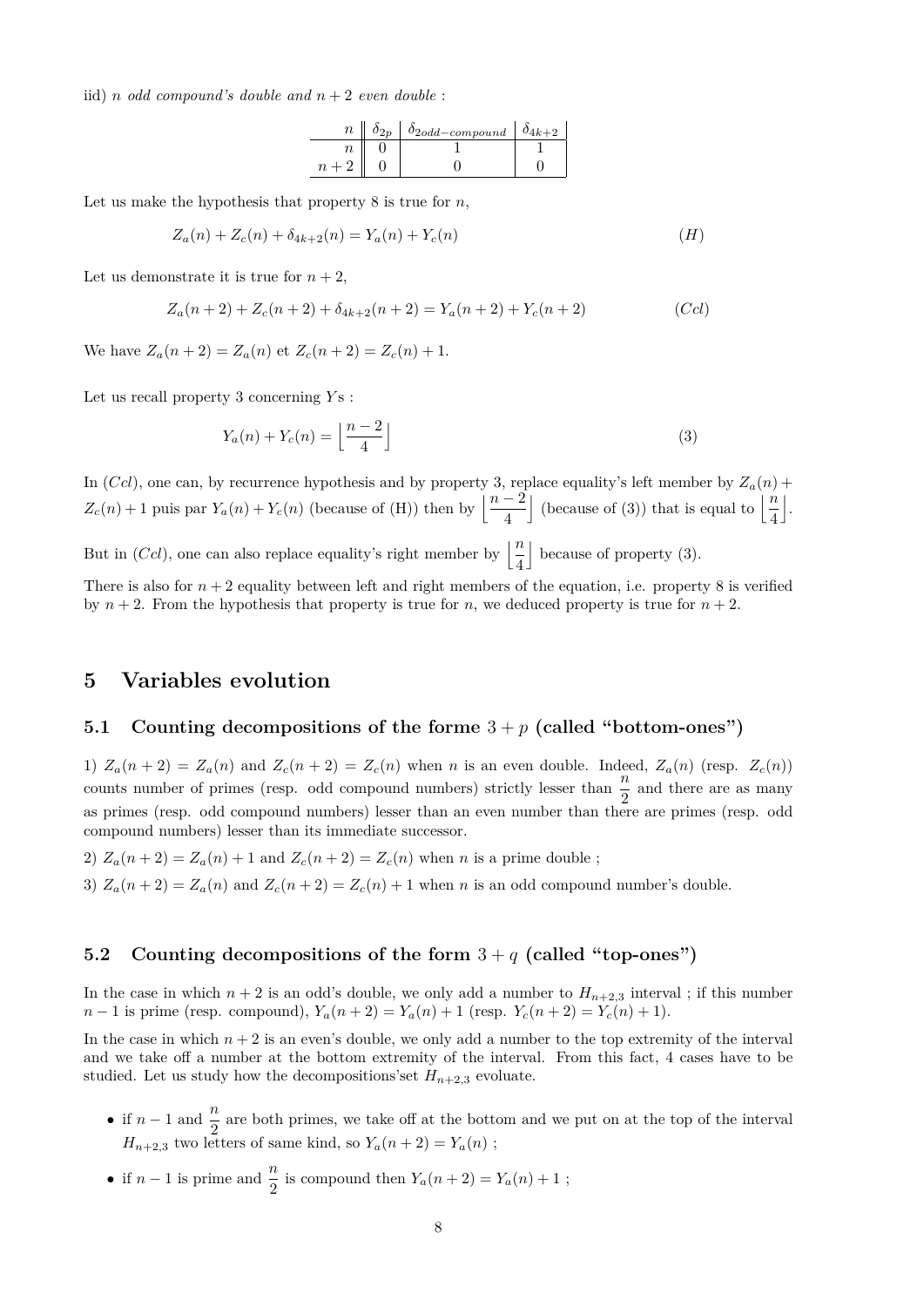iid) *n odd compound's double and n + 2 even double* :

| $n$ | $\delta_{2p}$ | $\delta_{2odd-compound}$ | $\delta_{4k+2}$ |
|---|---|---|---|
| $n$ | 0 | 1 | 1 |
| $n+2$ | 0 | 0 | 0 |

Let us make the hypothesis that property 8 is true for $n$,

$$Z_a(n) + Z_c(n) + \delta_{4k+2}(n) = Y_a(n) + Y_c(n) \qquad (H)$$

Let us demonstrate it is true for $n+2$,

$$Z_a(n+2) + Z_c(n+2) + \delta_{4k+2}(n+2) = Y_a(n+2) + Y_c(n+2) \qquad (Ccl)$$

We have $Z_a(n+2) = Z_a(n)$ et $Z_c(n+2) = Z_c(n) + 1$.

Let us recall property 3 concerning $Y$s :

$$Y_a(n) + Y_c(n) = \left\lfloor \frac{n-2}{4} \right\rfloor \qquad (3)$$

In $(Ccl)$, one can, by recurrence hypothesis and by property 3, replace equality's left member by $Z_a(n) + Z_c(n) + 1$ puis par $Y_a(n) + Y_c(n)$ (because of (H)) then by $\left\lfloor \frac{n-2}{4} \right\rfloor$ (because of (3)) that is equal to $\left\lfloor \frac{n}{4} \right\rfloor$.

But in $(Ccl)$, one can also replace equality's right member by $\left\lfloor \frac{n}{4} \right\rfloor$ because of property (3).

There is also for $n+2$ equality between left and right members of the equation, i.e. property 8 is verified by $n+2$. From the hypothesis that property is true for $n$, we deduced property is true for $n+2$.

# 5 Variables evolution

## 5.1 Counting decompositions of the forme $3+p$ (called "bottom-ones")

1) $Z_a(n+2) = Z_a(n)$ and $Z_c(n+2) = Z_c(n)$ when $n$ is an even double. Indeed, $Z_a(n)$ (resp. $Z_c(n)$) counts number of primes (resp. odd compound numbers) strictly lesser than $\frac{n}{2}$ and there are as many as primes (resp. odd compound numbers) lesser than an even number than there are primes (resp. odd compound numbers) lesser than its immediate successor.

2) $Z_a(n+2) = Z_a(n) + 1$ and $Z_c(n+2) = Z_c(n)$ when $n$ is a prime double ;

3) $Z_a(n+2) = Z_a(n)$ and $Z_c(n+2) = Z_c(n) + 1$ when $n$ is an odd compound number's double.

## 5.2 Counting decompositions of the form $3+q$ (called "top-ones")

In the case in which $n+2$ is an odd's double, we only add a number to $H_{n+2,3}$ interval ; if this number $n-1$ is prime (resp. compound), $Y_a(n+2) = Y_a(n) + 1$ (resp. $Y_c(n+2) = Y_c(n) + 1$).

In the case in which $n+2$ is an even's double, we only add a number to the top extremity of the interval and we take off a number at the bottom extremity of the interval. From this fact, 4 cases have to be studied. Let us study how the decompositions'set $H_{n+2,3}$ evoluate.

- if $n-1$ and $\frac{n}{2}$ are both primes, we take off at the bottom and we put on at the top of the interval $H_{n+2,3}$ two letters of same kind, so $Y_a(n+2) = Y_a(n)$ ;
- if $n-1$ is prime and $\frac{n}{2}$ is compound then $Y_a(n+2) = Y_a(n) + 1$ ;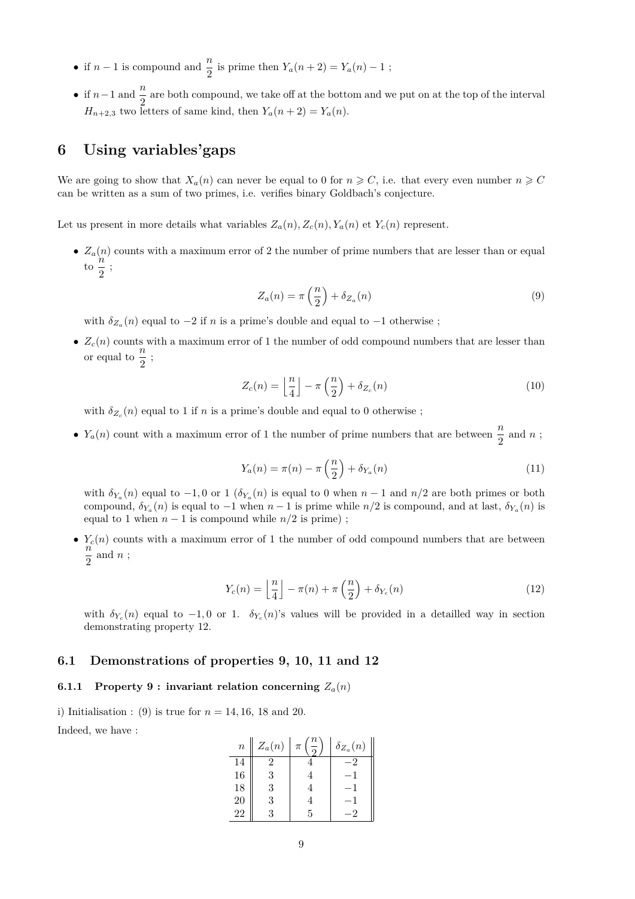- if $n-1$ is compound and $\frac{n}{2}$ is prime then $Y_a(n+2) = Y_a(n) - 1$ ;
- if $n-1$ and $\frac{n}{2}$ are both compound, we take off at the bottom and we put on at the top of the interval $H_{n+2,3}$ two letters of same kind, then $Y_a(n+2) = Y_a(n)$.

# 6 Using variables'gaps

We are going to show that $X_a(n)$ can never be equal to 0 for $n \geqslant C$, i.e. that every even number $n \geqslant C$ can be written as a sum of two primes, i.e. verifies binary Goldbach's conjecture.

Let us present in more details what variables $Z_a(n), Z_c(n), Y_a(n)$ et $Y_c(n)$ represent.

- $Z_a(n)$ counts with a maximum error of 2 the number of prime numbers that are lesser than or equal to $\frac{n}{2}$ ;

$$Z_a(n) = \pi\left(\frac{n}{2}\right) + \delta_{Z_a}(n) \tag{9}$$

with $\delta_{Z_a}(n)$ equal to $-2$ if $n$ is a prime's double and equal to $-1$ otherwise ;

- $Z_c(n)$ counts with a maximum error of 1 the number of odd compound numbers that are lesser than or equal to $\frac{n}{2}$ ;

$$Z_c(n) = \left\lfloor \frac{n}{4} \right\rfloor - \pi\left(\frac{n}{2}\right) + \delta_{Z_c}(n) \tag{10}$$

with $\delta_{Z_c}(n)$ equal to 1 if $n$ is a prime's double and equal to 0 otherwise ;

- $Y_a(n)$ count with a maximum error of 1 the number of prime numbers that are between $\frac{n}{2}$ and $n$ ;

$$Y_a(n) = \pi(n) - \pi\left(\frac{n}{2}\right) + \delta_{Y_a}(n) \tag{11}$$

with $\delta_{Y_a}(n)$ equal to $-1, 0$ or $1$ ($\delta_{Y_a}(n)$ is equal to 0 when $n-1$ and $n/2$ are both primes or both compound, $\delta_{Y_a}(n)$ is equal to $-1$ when $n-1$ is prime while $n/2$ is compound, and at last, $\delta_{Y_a}(n)$ is equal to 1 when $n-1$ is compound while $n/2$ is prime) ;

- $Y_c(n)$ counts with a maximum error of 1 the number of odd compound numbers that are between $\frac{n}{2}$ and $n$ ;

$$Y_c(n) = \left\lfloor \frac{n}{4} \right\rfloor - \pi(n) + \pi\left(\frac{n}{2}\right) + \delta_{Y_c}(n) \tag{12}$$

with $\delta_{Y_c}(n)$ equal to $-1, 0$ or $1$. $\delta_{Y_c}(n)$'s values will be provided in a detailled way in section demonstrating property 12.

## 6.1 Demonstrations of properties 9, 10, 11 and 12

### 6.1.1 Property 9 : invariant relation concerning $Z_a(n)$

i) Initialisation : (9) is true for $n = 14, 16$, 18 and 20.

Indeed, we have :

| $n$ | $Z_a(n)$ | $\pi\left(\frac{n}{2}\right)$ | $\delta_{Z_a}(n)$ |
|---|---|---|---|
| 14 | 2 | 4 | $-2$ |
| 16 | 3 | 4 | $-1$ |
| 18 | 3 | 4 | $-1$ |
| 20 | 3 | 4 | $-1$ |
| 22 | 3 | 5 | $-2$ |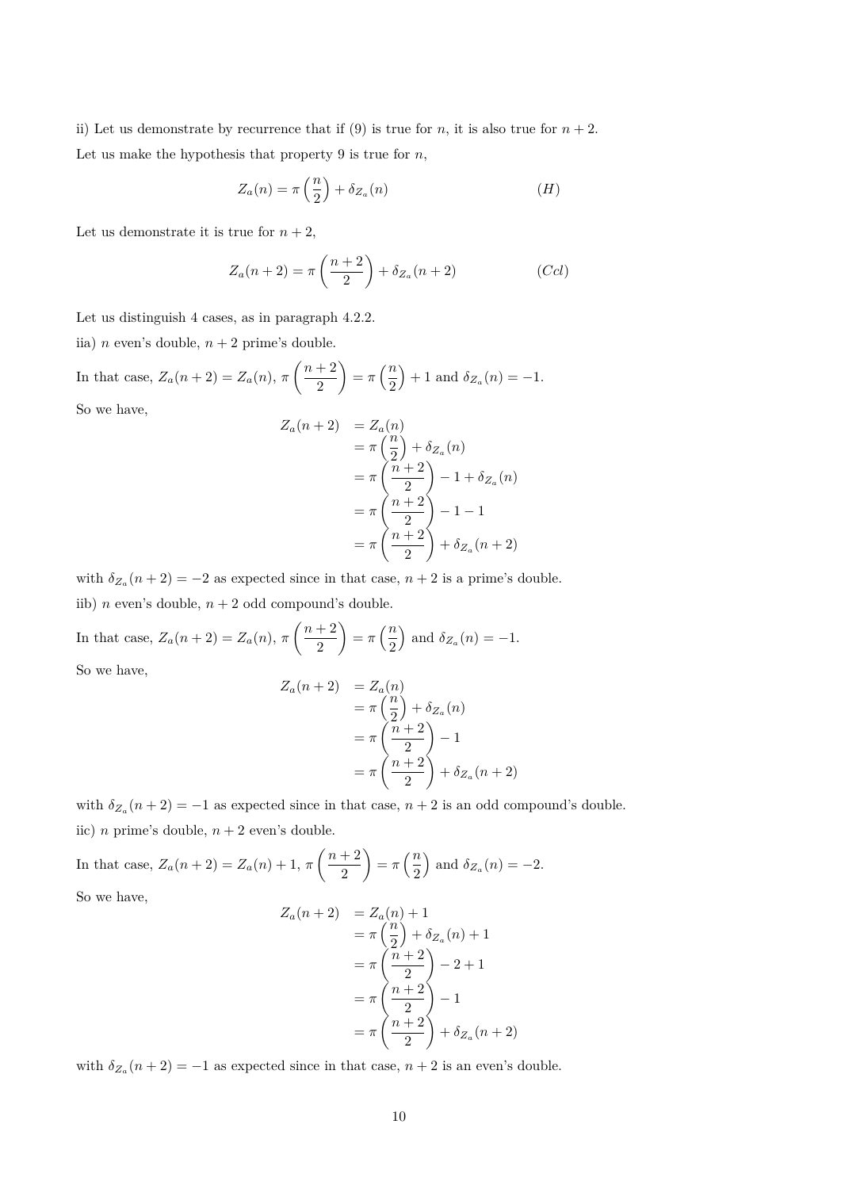ii) Let us demonstrate by recurrence that if (9) is true for $n$, it is also true for $n+2$.

Let us make the hypothesis that property 9 is true for $n$,

$$Z_a(n) = \pi\left(\frac{n}{2}\right) + \delta_{Z_a}(n) \qquad (H)$$

Let us demonstrate it is true for $n+2$,

$$Z_a(n+2) = \pi\left(\frac{n+2}{2}\right) + \delta_{Z_a}(n+2) \qquad (Ccl)$$

Let us distinguish 4 cases, as in paragraph 4.2.2.

iia) $n$ even's double, $n+2$ prime's double.

In that case, $Z_a(n+2) = Z_a(n)$, $\pi\left(\frac{n+2}{2}\right) = \pi\left(\frac{n}{2}\right) + 1$ and $\delta_{Z_a}(n) = -1$.

So we have,

$$\begin{aligned}
Z_a(n+2) &= Z_a(n) \\
&= \pi\left(\frac{n}{2}\right) + \delta_{Z_a}(n) \\
&= \pi\left(\frac{n+2}{2}\right) - 1 + \delta_{Z_a}(n) \\
&= \pi\left(\frac{n+2}{2}\right) - 1 - 1 \\
&= \pi\left(\frac{n+2}{2}\right) + \delta_{Z_a}(n+2)
\end{aligned}$$

with $\delta_{Z_a}(n+2) = -2$ as expected since in that case, $n+2$ is a prime's double.

iib) $n$ even's double, $n+2$ odd compound's double.

In that case, $Z_a(n+2) = Z_a(n)$, $\pi\left(\frac{n+2}{2}\right) = \pi\left(\frac{n}{2}\right)$ and $\delta_{Z_a}(n) = -1$.

So we have,

$$\begin{aligned}
Z_a(n+2) &= Z_a(n) \\
&= \pi\left(\frac{n}{2}\right) + \delta_{Z_a}(n) \\
&= \pi\left(\frac{n+2}{2}\right) - 1 \\
&= \pi\left(\frac{n+2}{2}\right) + \delta_{Z_a}(n+2)
\end{aligned}$$

with $\delta_{Z_a}(n+2) = -1$ as expected since in that case, $n+2$ is an odd compound's double.

iic) $n$ prime's double, $n+2$ even's double.

In that case, $Z_a(n+2) = Z_a(n) + 1$, $\pi\left(\frac{n+2}{2}\right) = \pi\left(\frac{n}{2}\right)$ and $\delta_{Z_a}(n) = -2$.

So we have,

$$\begin{aligned}
Z_a(n+2) &= Z_a(n) + 1 \\
&= \pi\left(\frac{n}{2}\right) + \delta_{Z_a}(n) + 1 \\
&= \pi\left(\frac{n+2}{2}\right) - 2 + 1 \\
&= \pi\left(\frac{n+2}{2}\right) - 1 \\
&= \pi\left(\frac{n+2}{2}\right) + \delta_{Z_a}(n+2)
\end{aligned}$$

with $\delta_{Z_a}(n+2) = -1$ as expected since in that case, $n+2$ is an even's double.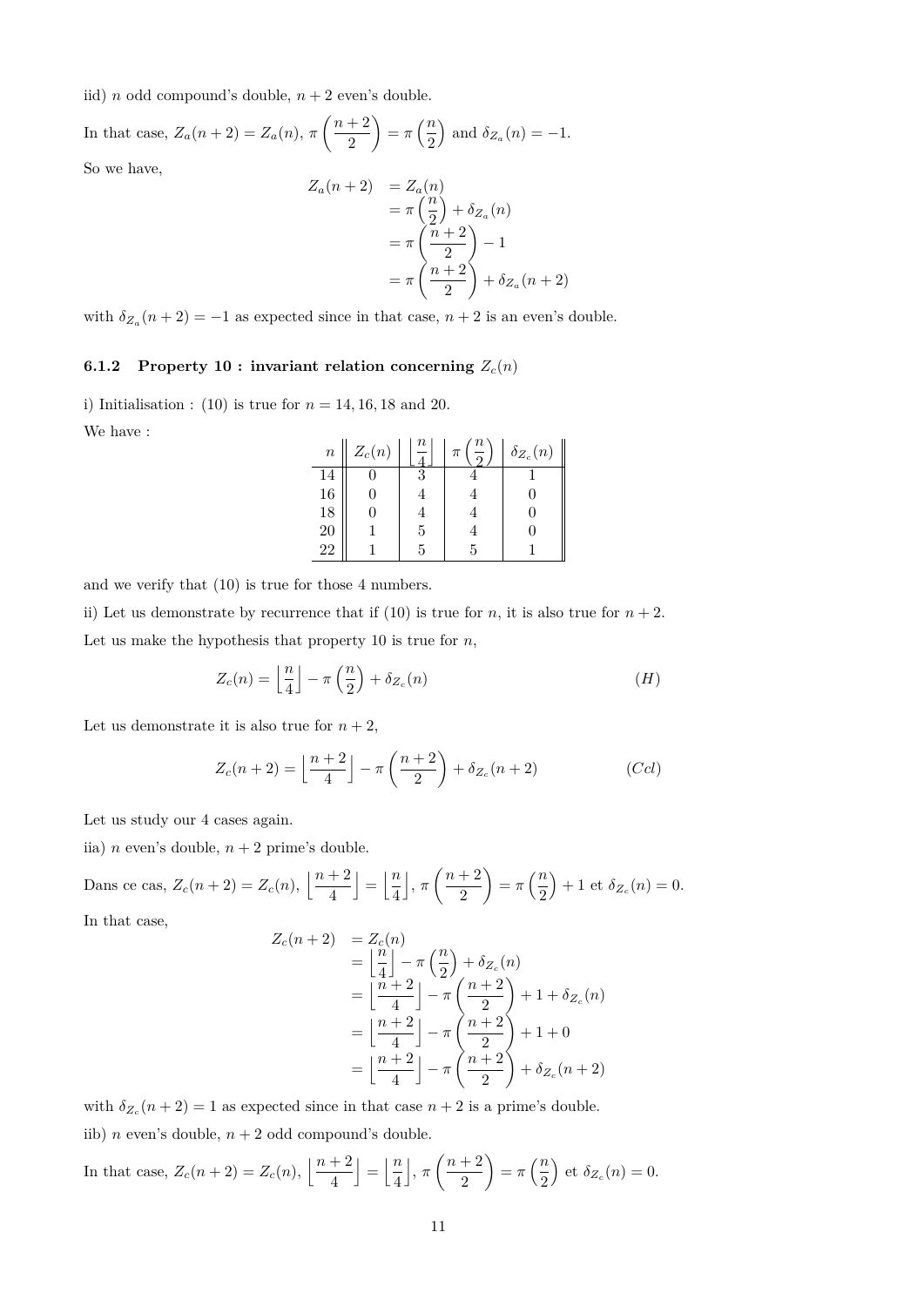iid) $n$ odd compound's double, $n+2$ even's double.

In that case, $Z_a(n+2) = Z_a(n)$, $\pi\left(\dfrac{n+2}{2}\right) = \pi\left(\dfrac{n}{2}\right)$ and $\delta_{Z_a}(n) = -1$.

So we have,

$$
\begin{aligned}
Z_a(n+2) &= Z_a(n) \\
&= \pi\left(\frac{n}{2}\right) + \delta_{Z_a}(n) \\
&= \pi\left(\frac{n+2}{2}\right) - 1 \\
&= \pi\left(\frac{n+2}{2}\right) + \delta_{Z_a}(n+2)
\end{aligned}
$$

with $\delta_{Z_a}(n+2) = -1$ as expected since in that case, $n+2$ is an even's double.

### 6.1.2 Property 10 : invariant relation concerning $Z_c(n)$

i) Initialisation : (10) is true for $n = 14, 16, 18$ and $20$.

We have :

| $n$ | $Z_c(n)$ | $\left\lfloor \frac{n}{4} \right\rfloor$ | $\pi\left(\frac{n}{2}\right)$ | $\delta_{Z_c}(n)$ |
|---|---|---|---|---|
| 14 | 0 | 3 | 4 | 1 |
| 16 | 0 | 4 | 4 | 0 |
| 18 | 0 | 4 | 4 | 0 |
| 20 | 1 | 5 | 4 | 0 |
| 22 | 1 | 5 | 5 | 1 |

and we verify that (10) is true for those 4 numbers.

ii) Let us demonstrate by recurrence that if (10) is true for $n$, it is also true for $n+2$.

Let us make the hypothesis that property 10 is true for $n$,

$$
Z_c(n) = \left\lfloor \frac{n}{4} \right\rfloor - \pi\left(\frac{n}{2}\right) + \delta_{Z_c}(n) \qquad (H)
$$

Let us demonstrate it is also true for $n+2$,

$$
Z_c(n+2) = \left\lfloor \frac{n+2}{4} \right\rfloor - \pi\left(\frac{n+2}{2}\right) + \delta_{Z_c}(n+2) \qquad (Ccl)
$$

Let us study our 4 cases again.

iia) $n$ even's double, $n+2$ prime's double.

Dans ce cas, $Z_c(n+2) = Z_c(n)$, $\left\lfloor \dfrac{n+2}{4} \right\rfloor = \left\lfloor \dfrac{n}{4} \right\rfloor$, $\pi\left(\dfrac{n+2}{2}\right) = \pi\left(\dfrac{n}{2}\right) + 1$ et $\delta_{Z_c}(n) = 0$.

In that case,

$$
\begin{aligned}
Z_c(n+2) &= Z_c(n) \\
&= \left\lfloor \frac{n}{4} \right\rfloor - \pi\left(\frac{n}{2}\right) + \delta_{Z_c}(n) \\
&= \left\lfloor \frac{n+2}{4} \right\rfloor - \pi\left(\frac{n+2}{2}\right) + 1 + \delta_{Z_c}(n) \\
&= \left\lfloor \frac{n+2}{4} \right\rfloor - \pi\left(\frac{n+2}{2}\right) + 1 + 0 \\
&= \left\lfloor \frac{n+2}{4} \right\rfloor - \pi\left(\frac{n+2}{2}\right) + \delta_{Z_c}(n+2)
\end{aligned}
$$

with $\delta_{Z_c}(n+2) = 1$ as expected since in that case $n+2$ is a prime's double.

iib) $n$ even's double, $n+2$ odd compound's double.

In that case, $Z_c(n+2) = Z_c(n)$, $\left\lfloor \dfrac{n+2}{4} \right\rfloor = \left\lfloor \dfrac{n}{4} \right\rfloor$, $\pi\left(\dfrac{n+2}{2}\right) = \pi\left(\dfrac{n}{2}\right)$ et $\delta_{Z_c}(n) = 0$.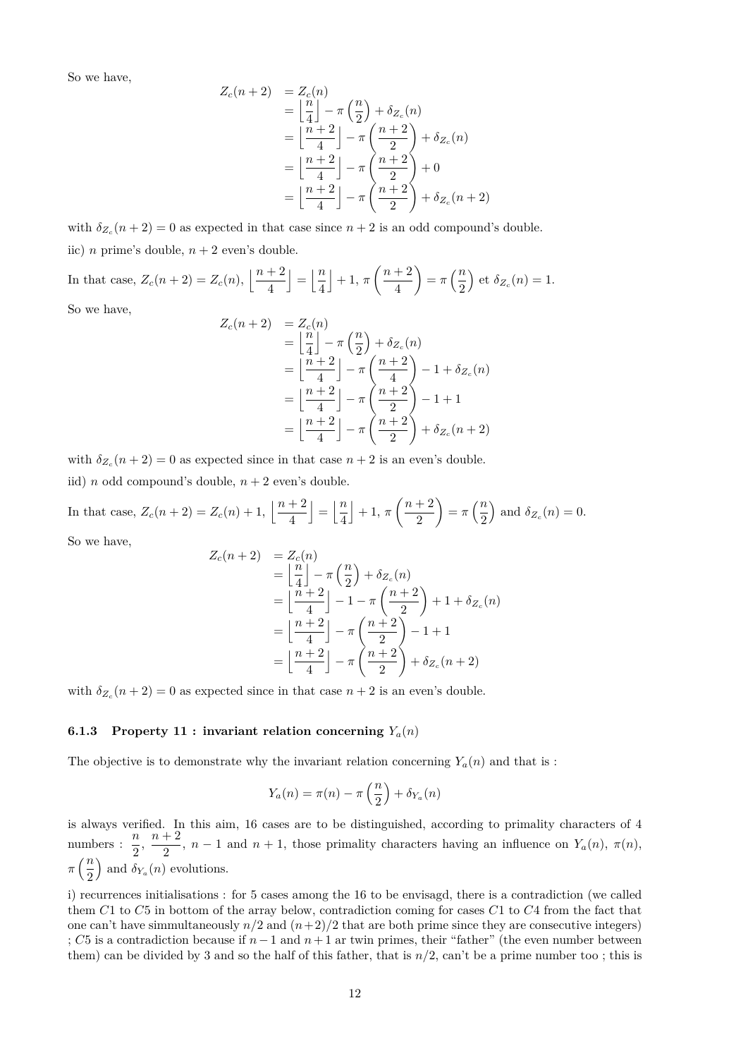So we have,

$$
\begin{aligned}
Z_c(n+2) &= Z_c(n) \\
&= \left\lfloor \frac{n}{4} \right\rfloor - \pi\left(\frac{n}{2}\right) + \delta_{Z_c}(n) \\
&= \left\lfloor \frac{n+2}{4} \right\rfloor - \pi\left(\frac{n+2}{2}\right) + \delta_{Z_c}(n) \\
&= \left\lfloor \frac{n+2}{4} \right\rfloor - \pi\left(\frac{n+2}{2}\right) + 0 \\
&= \left\lfloor \frac{n+2}{4} \right\rfloor - \pi\left(\frac{n+2}{2}\right) + \delta_{Z_c}(n+2)
\end{aligned}
$$

with $\delta_{Z_c}(n+2) = 0$ as expected in that case since $n+2$ is an odd compound's double.

iic) $n$ prime's double, $n+2$ even's double.

In that case, $Z_c(n+2) = Z_c(n)$, $\left\lfloor \frac{n+2}{4} \right\rfloor = \left\lfloor \frac{n}{4} \right\rfloor + 1$, $\pi\left(\frac{n+2}{4}\right) = \pi\left(\frac{n}{2}\right)$ et $\delta_{Z_c}(n) = 1$.

So we have,

$$
\begin{aligned}
Z_c(n+2) &= Z_c(n) \\
&= \left\lfloor \frac{n}{4} \right\rfloor - \pi\left(\frac{n}{2}\right) + \delta_{Z_c}(n) \\
&= \left\lfloor \frac{n+2}{4} \right\rfloor - \pi\left(\frac{n+2}{4}\right) - 1 + \delta_{Z_c}(n) \\
&= \left\lfloor \frac{n+2}{4} \right\rfloor - \pi\left(\frac{n+2}{2}\right) - 1 + 1 \\
&= \left\lfloor \frac{n+2}{4} \right\rfloor - \pi\left(\frac{n+2}{2}\right) + \delta_{Z_c}(n+2)
\end{aligned}
$$

with $\delta_{Z_c}(n+2) = 0$ as expected since in that case $n+2$ is an even's double.

iid) $n$ odd compound's double, $n+2$ even's double.

In that case, $Z_c(n+2) = Z_c(n) + 1$, $\left\lfloor \frac{n+2}{4} \right\rfloor = \left\lfloor \frac{n}{4} \right\rfloor + 1$, $\pi\left(\frac{n+2}{2}\right) = \pi\left(\frac{n}{2}\right)$ and $\delta_{Z_c}(n) = 0$.

So we have,

$$
\begin{aligned}
Z_c(n+2) &= Z_c(n) \\
&= \left\lfloor \frac{n}{4} \right\rfloor - \pi\left(\frac{n}{2}\right) + \delta_{Z_c}(n) \\
&= \left\lfloor \frac{n+2}{4} \right\rfloor - 1 - \pi\left(\frac{n+2}{2}\right) + 1 + \delta_{Z_c}(n) \\
&= \left\lfloor \frac{n+2}{4} \right\rfloor - \pi\left(\frac{n+2}{2}\right) - 1 + 1 \\
&= \left\lfloor \frac{n+2}{4} \right\rfloor - \pi\left(\frac{n+2}{2}\right) + \delta_{Z_c}(n+2)
\end{aligned}
$$

with $\delta_{Z_c}(n+2) = 0$ as expected since in that case $n+2$ is an even's double.

### 6.1.3 Property 11 : invariant relation concerning $Y_a(n)$

The objective is to demonstrate why the invariant relation concerning $Y_a(n)$ and that is :

$$Y_a(n) = \pi(n) - \pi\left(\frac{n}{2}\right) + \delta_{Y_a}(n)$$

is always verified. In this aim, 16 cases are to be distinguished, according to primality characters of 4 numbers : $\frac{n}{2}$, $\frac{n+2}{2}$, $n-1$ and $n+1$, those primality characters having an influence on $Y_a(n)$, $\pi(n)$, $\pi\left(\frac{n}{2}\right)$ and $\delta_{Y_a}(n)$ evolutions.

i) recurrences initialisations : for 5 cases among the 16 to be envisagd, there is a contradiction (we called them $C1$ to $C5$ in bottom of the array below, contradiction coming for cases $C1$ to $C4$ from the fact that one can't have simmultaneously $n/2$ and $(n+2)/2$ that are both prime since they are consecutive integers) ; $C5$ is a contradiction because if $n-1$ and $n+1$ ar twin primes, their "father" (the even number between them) can be divided by 3 and so the half of this father, that is $n/2$, can't be a prime number too ; this is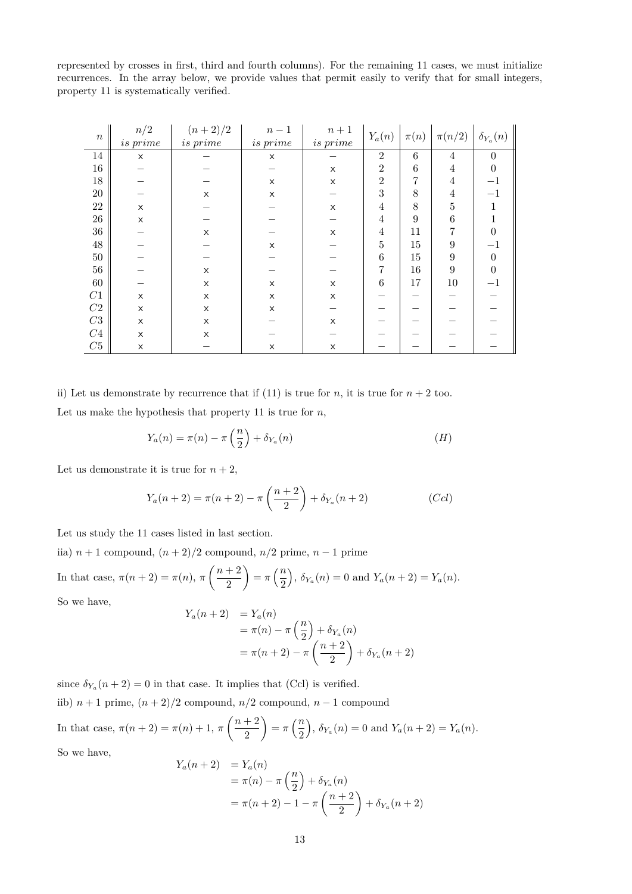represented by crosses in first, third and fourth columns). For the remaining 11 cases, we must initialize recurrences. In the array below, we provide values that permit easily to verify that for small integers, property 11 is systematically verified.

| $n$ | $n/2$ *is prime* | $(n+2)/2$ *is prime* | $n-1$ *is prime* | $n+1$ *is prime* | $Y_a(n)$ | $\pi(n)$ | $\pi(n/2)$ | $\delta_{Y_a}(n)$ |
|---|---|---|---|---|---|---|---|---|
| 14 | × | − | × | − | 2 | 6 | 4 | 0 |
| 16 | − | − | − | × | 2 | 6 | 4 | 0 |
| 18 | − | − | × | × | 2 | 7 | 4 | −1 |
| 20 | − | × | × | − | 3 | 8 | 4 | −1 |
| 22 | × | − | − | × | 4 | 8 | 5 | 1 |
| 26 | × | − | − | − | 4 | 9 | 6 | 1 |
| 36 | − | × | − | × | 4 | 11 | 7 | 0 |
| 48 | − | − | × | − | 5 | 15 | 9 | −1 |
| 50 | − | − | − | − | 6 | 15 | 9 | 0 |
| 56 | − | × | − | − | 7 | 16 | 9 | 0 |
| 60 | − | × | × | × | 6 | 17 | 10 | −1 |
| $C1$ | × | × | × | × | − | − | − | − |
| $C2$ | × | × | × | − | − | − | − | − |
| $C3$ | × | × | − | × | − | − | − | − |
| $C4$ | × | × | − | − | − | − | − | − |
| $C5$ | × | − | × | × | − | − | − | − |

ii) Let us demonstrate by recurrence that if (11) is true for $n$, it is true for $n+2$ too.

Let us make the hypothesis that property 11 is true for $n$,

$$Y_a(n) = \pi(n) - \pi\left(\frac{n}{2}\right) + \delta_{Y_a}(n) \qquad (H)$$

Let us demonstrate it is true for $n+2$,

$$Y_a(n+2) = \pi(n+2) - \pi\left(\frac{n+2}{2}\right) + \delta_{Y_a}(n+2) \qquad (Ccl)$$

Let us study the 11 cases listed in last section.

iia) $n+1$ compound, $(n+2)/2$ compound, $n/2$ prime, $n-1$ prime

In that case, $\pi(n+2) = \pi(n)$, $\pi\left(\frac{n+2}{2}\right) = \pi\left(\frac{n}{2}\right)$, $\delta_{Y_a}(n) = 0$ and $Y_a(n+2) = Y_a(n)$.

So we have,

$$\begin{aligned} Y_a(n+2) &= Y_a(n) \\ &= \pi(n) - \pi\left(\frac{n}{2}\right) + \delta_{Y_a}(n) \\ &= \pi(n+2) - \pi\left(\frac{n+2}{2}\right) + \delta_{Y_a}(n+2) \end{aligned}$$

since $\delta_{Y_a}(n+2) = 0$ in that case. It implies that (Ccl) is verified.

iib) $n+1$ prime, $(n+2)/2$ compound, $n/2$ compound, $n-1$ compound

In that case, $\pi(n+2) = \pi(n)+1$, $\pi\left(\frac{n+2}{2}\right) = \pi\left(\frac{n}{2}\right)$, $\delta_{Y_a}(n) = 0$ and $Y_a(n+2) = Y_a(n)$.

So we have,

$$\begin{aligned} Y_a(n+2) &= Y_a(n) \\ &= \pi(n) - \pi\left(\frac{n}{2}\right) + \delta_{Y_a}(n) \\ &= \pi(n+2) - 1 - \pi\left(\frac{n+2}{2}\right) + \delta_{Y_a}(n+2) \end{aligned}$$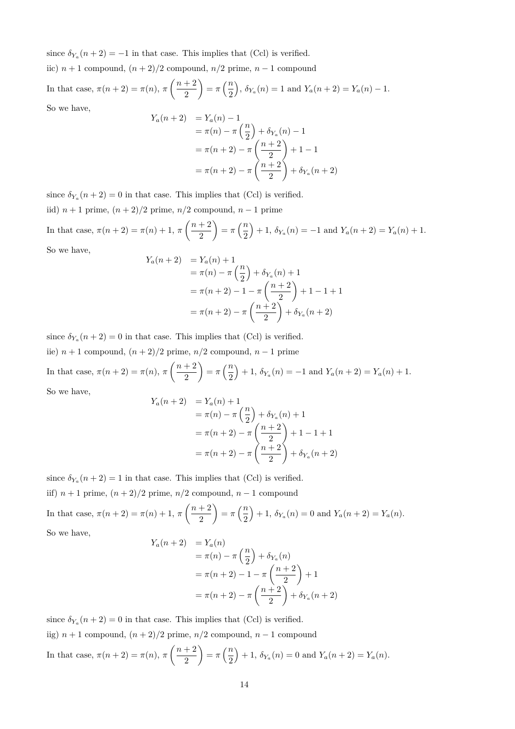since $\delta_{Y_a}(n+2) = -1$ in that case. This implies that (Ccl) is verified.

iic) $n+1$ compound, $(n+2)/2$ compound, $n/2$ prime, $n-1$ compound

In that case, $\pi(n+2) = \pi(n)$, $\pi\left(\dfrac{n+2}{2}\right) = \pi\left(\dfrac{n}{2}\right)$, $\delta_{Y_a}(n) = 1$ and $Y_a(n+2) = Y_a(n) - 1$.

So we have,

$$
\begin{aligned}
Y_a(n+2) &= Y_a(n) - 1 \\
&= \pi(n) - \pi\left(\frac{n}{2}\right) + \delta_{Y_a}(n) - 1 \\
&= \pi(n+2) - \pi\left(\frac{n+2}{2}\right) + 1 - 1 \\
&= \pi(n+2) - \pi\left(\frac{n+2}{2}\right) + \delta_{Y_a}(n+2)
\end{aligned}
$$

since $\delta_{Y_a}(n+2) = 0$ in that case. This implies that (Ccl) is verified.

iid) $n+1$ prime, $(n+2)/2$ prime, $n/2$ compound, $n-1$ prime

In that case, $\pi(n+2) = \pi(n) + 1$, $\pi\left(\dfrac{n+2}{2}\right) = \pi\left(\dfrac{n}{2}\right) + 1$, $\delta_{Y_a}(n) = -1$ and $Y_a(n+2) = Y_a(n) + 1$.

So we have,

$$
\begin{aligned}
Y_a(n+2) &= Y_a(n) + 1 \\
&= \pi(n) - \pi\left(\frac{n}{2}\right) + \delta_{Y_a}(n) + 1 \\
&= \pi(n+2) - 1 - \pi\left(\frac{n+2}{2}\right) + 1 - 1 + 1 \\
&= \pi(n+2) - \pi\left(\frac{n+2}{2}\right) + \delta_{Y_a}(n+2)
\end{aligned}
$$

since $\delta_{Y_a}(n+2) = 0$ in that case. This implies that (Ccl) is verified.

iie) $n+1$ compound, $(n+2)/2$ prime, $n/2$ compound, $n-1$ prime

In that case, $\pi(n+2) = \pi(n)$, $\pi\left(\dfrac{n+2}{2}\right) = \pi\left(\dfrac{n}{2}\right) + 1$, $\delta_{Y_a}(n) = -1$ and $Y_a(n+2) = Y_a(n) + 1$.

So we have,

$$
\begin{aligned}
Y_a(n+2) &= Y_a(n) + 1 \\
&= \pi(n) - \pi\left(\frac{n}{2}\right) + \delta_{Y_a}(n) + 1 \\
&= \pi(n+2) - \pi\left(\frac{n+2}{2}\right) + 1 - 1 + 1 \\
&= \pi(n+2) - \pi\left(\frac{n+2}{2}\right) + \delta_{Y_a}(n+2)
\end{aligned}
$$

since $\delta_{Y_a}(n+2) = 1$ in that case. This implies that (Ccl) is verified.

iif) $n+1$ prime, $(n+2)/2$ prime, $n/2$ compound, $n-1$ compound

In that case, $\pi(n+2) = \pi(n) + 1$, $\pi\left(\dfrac{n+2}{2}\right) = \pi\left(\dfrac{n}{2}\right) + 1$, $\delta_{Y_a}(n) = 0$ and $Y_a(n+2) = Y_a(n)$.

So we have,

$$
\begin{aligned}
Y_a(n+2) &= Y_a(n) \\
&= \pi(n) - \pi\left(\frac{n}{2}\right) + \delta_{Y_a}(n) \\
&= \pi(n+2) - 1 - \pi\left(\frac{n+2}{2}\right) + 1 \\
&= \pi(n+2) - \pi\left(\frac{n+2}{2}\right) + \delta_{Y_a}(n+2)
\end{aligned}
$$

since $\delta_{Y_a}(n+2) = 0$ in that case. This implies that (Ccl) is verified.

iig) $n+1$ compound, $(n+2)/2$ prime, $n/2$ compound, $n-1$ compound

In that case, $\pi(n+2) = \pi(n)$, $\pi\left(\dfrac{n+2}{2}\right) = \pi\left(\dfrac{n}{2}\right) + 1$, $\delta_{Y_a}(n) = 0$ and $Y_a(n+2) = Y_a(n)$.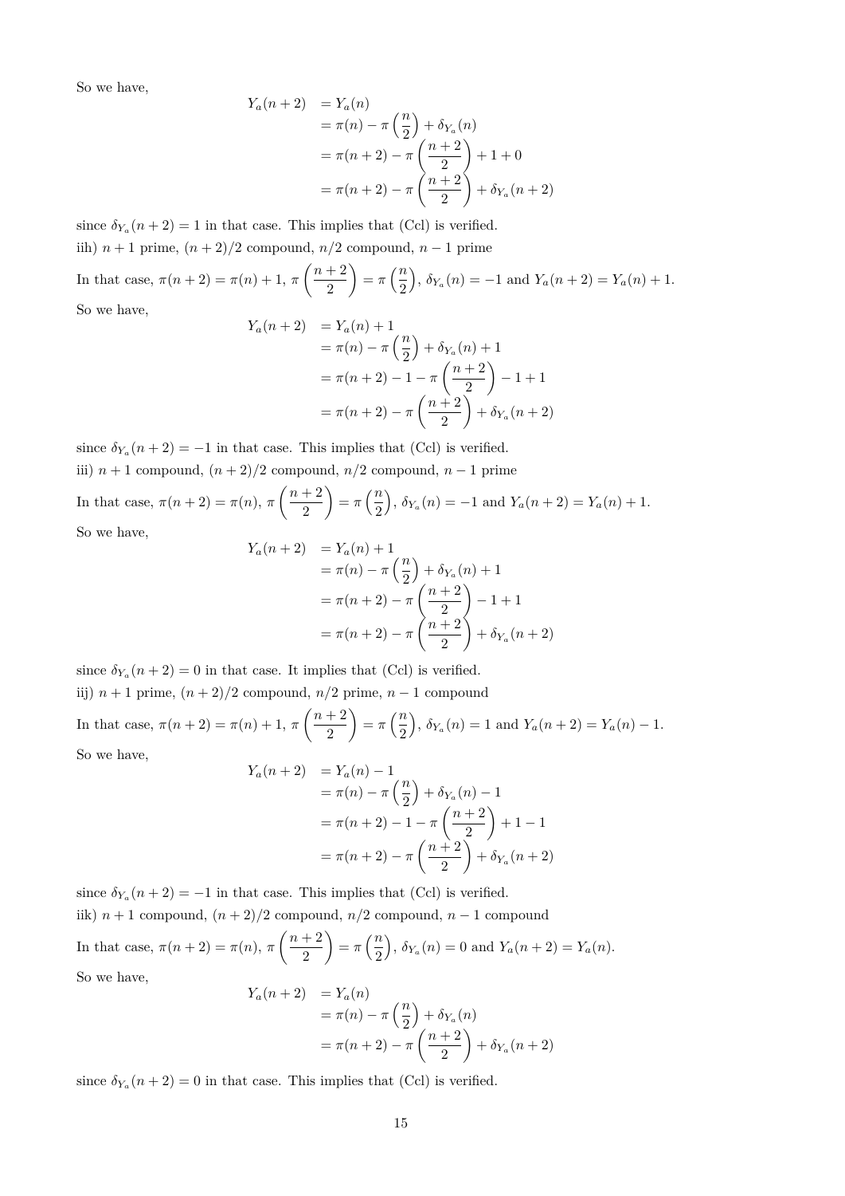So we have,

$$
\begin{aligned}
Y_a(n+2) &= Y_a(n) \\
&= \pi(n) - \pi\left(\frac{n}{2}\right) + \delta_{Y_a}(n) \\
&= \pi(n+2) - \pi\left(\frac{n+2}{2}\right) + 1 + 0 \\
&= \pi(n+2) - \pi\left(\frac{n+2}{2}\right) + \delta_{Y_a}(n+2)
\end{aligned}
$$

since $\delta_{Y_a}(n+2) = 1$ in that case. This implies that (Ccl) is verified.

iih) $n+1$ prime, $(n+2)/2$ compound, $n/2$ compound, $n-1$ prime

In that case, $\pi(n+2) = \pi(n) + 1$, $\pi\left(\frac{n+2}{2}\right) = \pi\left(\frac{n}{2}\right)$, $\delta_{Y_a}(n) = -1$ and $Y_a(n+2) = Y_a(n) + 1$.

So we have,

$$
\begin{aligned}
Y_a(n+2) &= Y_a(n) + 1 \\
&= \pi(n) - \pi\left(\frac{n}{2}\right) + \delta_{Y_a}(n) + 1 \\
&= \pi(n+2) - 1 - \pi\left(\frac{n+2}{2}\right) - 1 + 1 \\
&= \pi(n+2) - \pi\left(\frac{n+2}{2}\right) + \delta_{Y_a}(n+2)
\end{aligned}
$$

since $\delta_{Y_a}(n+2) = -1$ in that case. This implies that (Ccl) is verified.

iii) $n+1$ compound, $(n+2)/2$ compound, $n/2$ compound, $n-1$ prime

In that case, $\pi(n+2) = \pi(n)$, $\pi\left(\frac{n+2}{2}\right) = \pi\left(\frac{n}{2}\right)$, $\delta_{Y_a}(n) = -1$ and $Y_a(n+2) = Y_a(n) + 1$.

So we have,

$$
\begin{aligned}
Y_a(n+2) &= Y_a(n) + 1 \\
&= \pi(n) - \pi\left(\frac{n}{2}\right) + \delta_{Y_a}(n) + 1 \\
&= \pi(n+2) - \pi\left(\frac{n+2}{2}\right) - 1 + 1 \\
&= \pi(n+2) - \pi\left(\frac{n+2}{2}\right) + \delta_{Y_a}(n+2)
\end{aligned}
$$

since $\delta_{Y_a}(n+2) = 0$ in that case. It implies that (Ccl) is verified.

iij) $n+1$ prime, $(n+2)/2$ compound, $n/2$ prime, $n-1$ compound

In that case, $\pi(n+2) = \pi(n) + 1$, $\pi\left(\frac{n+2}{2}\right) = \pi\left(\frac{n}{2}\right)$, $\delta_{Y_a}(n) = 1$ and $Y_a(n+2) = Y_a(n) - 1$.

So we have,

$$
\begin{aligned}
Y_a(n+2) &= Y_a(n) - 1 \\
&= \pi(n) - \pi\left(\frac{n}{2}\right) + \delta_{Y_a}(n) - 1 \\
&= \pi(n+2) - 1 - \pi\left(\frac{n+2}{2}\right) + 1 - 1 \\
&= \pi(n+2) - \pi\left(\frac{n+2}{2}\right) + \delta_{Y_a}(n+2)
\end{aligned}
$$

since $\delta_{Y_a}(n+2) = -1$ in that case. This implies that (Ccl) is verified.

iik) $n+1$ compound, $(n+2)/2$ compound, $n/2$ compound, $n-1$ compound

In that case, $\pi(n+2) = \pi(n)$, $\pi\left(\frac{n+2}{2}\right) = \pi\left(\frac{n}{2}\right)$, $\delta_{Y_a}(n) = 0$ and $Y_a(n+2) = Y_a(n)$.

So we have,

$$
\begin{aligned}
Y_a(n+2) &= Y_a(n) \\
&= \pi(n) - \pi\left(\frac{n}{2}\right) + \delta_{Y_a}(n) \\
&= \pi(n+2) - \pi\left(\frac{n+2}{2}\right) + \delta_{Y_a}(n+2)
\end{aligned}
$$

since $\delta_{Y_a}(n+2) = 0$ in that case. This implies that (Ccl) is verified.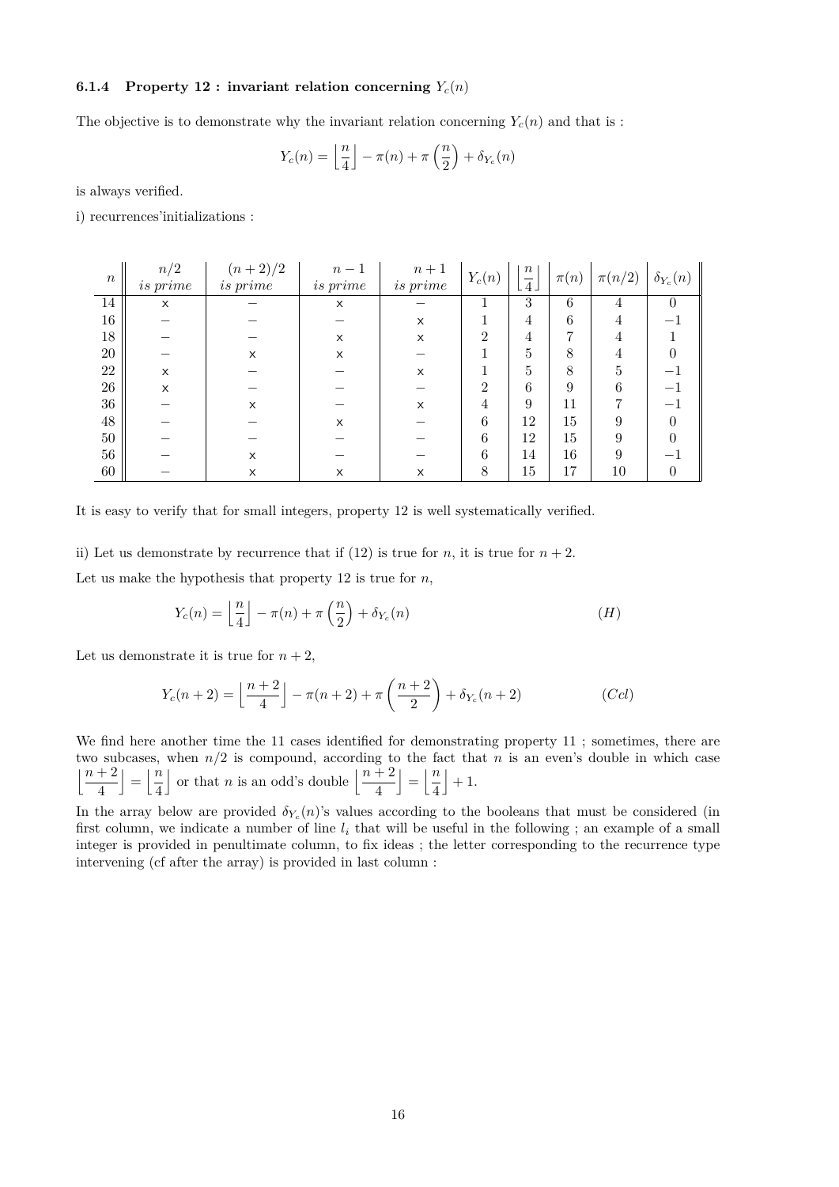### 6.1.4 Property 12 : invariant relation concerning $Y_c(n)$

The objective is to demonstrate why the invariant relation concerning $Y_c(n)$ and that is :

$$Y_c(n) = \left\lfloor \frac{n}{4} \right\rfloor - \pi(n) + \pi\left(\frac{n}{2}\right) + \delta_{Y_c}(n)$$

is always verified.

i) recurrences'initializations :

| $n$ | $n/2$ *is prime* | $(n+2)/2$ *is prime* | $n-1$ *is prime* | $n+1$ *is prime* | $Y_c(n)$ | $\left\lfloor \frac{n}{4} \right\rfloor$ | $\pi(n)$ | $\pi(n/2)$ | $\delta_{Y_c}(n)$ |
|---|---|---|---|---|---|---|---|---|---|
| 14 | x | − | x | − | 1 | 3 | 6 | 4 | 0 |
| 16 | − | − | − | x | 1 | 4 | 6 | 4 | −1 |
| 18 | − | − | x | x | 2 | 4 | 7 | 4 | 1 |
| 20 | − | x | x | − | 1 | 5 | 8 | 4 | 0 |
| 22 | x | − | − | x | 1 | 5 | 8 | 5 | −1 |
| 26 | x | − | − | − | 2 | 6 | 9 | 6 | −1 |
| 36 | − | x | − | x | 4 | 9 | 11 | 7 | −1 |
| 48 | − | − | x | − | 6 | 12 | 15 | 9 | 0 |
| 50 | − | − | − | − | 6 | 12 | 15 | 9 | 0 |
| 56 | − | x | − | − | 6 | 14 | 16 | 9 | −1 |
| 60 | − | x | x | x | 8 | 15 | 17 | 10 | 0 |

It is easy to verify that for small integers, property 12 is well systematically verified.

ii) Let us demonstrate by recurrence that if (12) is true for $n$, it is true for $n+2$.

Let us make the hypothesis that property 12 is true for $n$,

$$Y_c(n) = \left\lfloor \frac{n}{4} \right\rfloor - \pi(n) + \pi\left(\frac{n}{2}\right) + \delta_{Y_c}(n) \qquad (H)$$

Let us demonstrate it is true for $n+2$,

$$Y_c(n+2) = \left\lfloor \frac{n+2}{4} \right\rfloor - \pi(n+2) + \pi\left(\frac{n+2}{2}\right) + \delta_{Y_c}(n+2) \qquad (Ccl)$$

We find here another time the 11 cases identified for demonstrating property 11 ; sometimes, there are two subcases, when $n/2$ is compound, according to the fact that $n$ is an even's double in which case $\left\lfloor \frac{n+2}{4} \right\rfloor = \left\lfloor \frac{n}{4} \right\rfloor$ or that $n$ is an odd's double $\left\lfloor \frac{n+2}{4} \right\rfloor = \left\lfloor \frac{n}{4} \right\rfloor + 1$.

In the array below are provided $\delta_{Y_c}(n)$'s values according to the booleans that must be considered (in first column, we indicate a number of line $l_i$ that will be useful in the following ; an example of a small integer is provided in penultimate column, to fix ideas ; the letter corresponding to the recurrence type intervening (cf after the array) is provided in last column :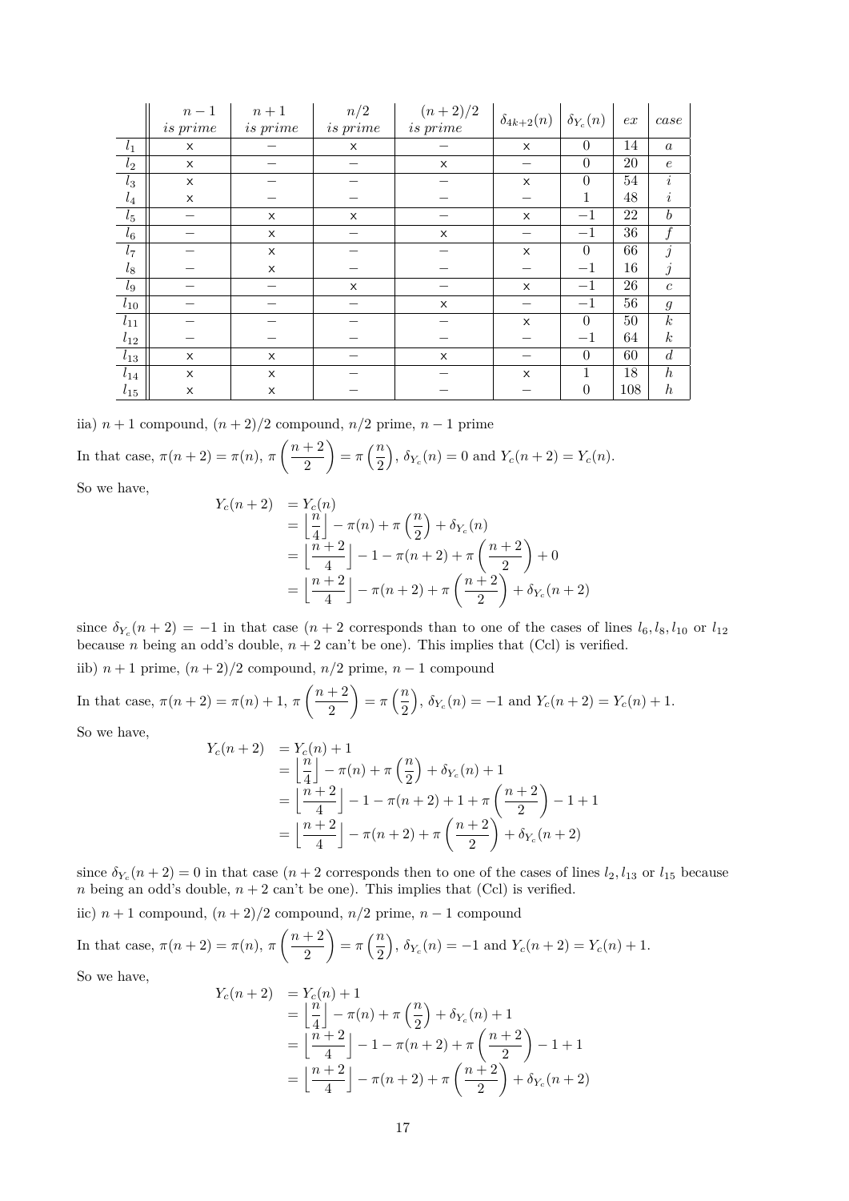| | $n-1$ *is prime* | $n+1$ *is prime* | $n/2$ *is prime* | $(n+2)/2$ *is prime* | $\delta_{4k+2}(n)$ | $\delta_{Y_c}(n)$ | $ex$ | $case$ |
|---|---|---|---|---|---|---|---|---|
| $l_1$ | x | − | x | − | x | 0 | 14 | $a$ |
| $l_2$ | x | − | − | x | − | 0 | 20 | $e$ |
| $l_3$ | x | − | − | − | x | 0 | 54 | $i$ |
| $l_4$ | x | − | − | − | − | 1 | 48 | $i$ |
| $l_5$ | − | x | x | − | x | −1 | 22 | $b$ |
| $l_6$ | − | x | − | x | − | −1 | 36 | $f$ |
| $l_7$ | − | x | − | − | x | 0 | 66 | $j$ |
| $l_8$ | − | x | − | − | − | −1 | 16 | $j$ |
| $l_9$ | − | − | x | − | x | −1 | 26 | $c$ |
| $l_{10}$ | − | − | − | x | − | −1 | 56 | $g$ |
| $l_{11}$ | − | − | − | − | x | 0 | 50 | $k$ |
| $l_{12}$ | − | − | − | − | − | −1 | 64 | $k$ |
| $l_{13}$ | x | x | − | x | − | 0 | 60 | $d$ |
| $l_{14}$ | x | x | − | − | x | 1 | 18 | $h$ |
| $l_{15}$ | x | x | − | − | − | 0 | 108 | $h$ |

iia) $n+1$ compound, $(n+2)/2$ compound, $n/2$ prime, $n-1$ prime

In that case, $\pi(n+2) = \pi(n)$, $\pi\left(\dfrac{n+2}{2}\right) = \pi\left(\dfrac{n}{2}\right)$, $\delta_{Y_c}(n) = 0$ and $Y_c(n+2) = Y_c(n)$.

So we have,

$$\begin{aligned}
Y_c(n+2) &= Y_c(n) \\
&= \left\lfloor \frac{n}{4} \right\rfloor - \pi(n) + \pi\left(\frac{n}{2}\right) + \delta_{Y_c}(n) \\
&= \left\lfloor \frac{n+2}{4} \right\rfloor - 1 - \pi(n+2) + \pi\left(\frac{n+2}{2}\right) + 0 \\
&= \left\lfloor \frac{n+2}{4} \right\rfloor - \pi(n+2) + \pi\left(\frac{n+2}{2}\right) + \delta_{Y_c}(n+2)
\end{aligned}$$

since $\delta_{Y_c}(n+2) = -1$ in that case ($n+2$ corresponds than to one of the cases of lines $l_6, l_8, l_{10}$ or $l_{12}$ because $n$ being an odd's double, $n+2$ can't be one). This implies that (Ccl) is verified.

iib) $n+1$ prime, $(n+2)/2$ compound, $n/2$ prime, $n-1$ compound

In that case, $\pi(n+2) = \pi(n)+1$, $\pi\left(\dfrac{n+2}{2}\right) = \pi\left(\dfrac{n}{2}\right)$, $\delta_{Y_c}(n) = -1$ and $Y_c(n+2) = Y_c(n)+1$.

So we have,

$$\begin{aligned}
Y_c(n+2) &= Y_c(n) + 1 \\
&= \left\lfloor \frac{n}{4} \right\rfloor - \pi(n) + \pi\left(\frac{n}{2}\right) + \delta_{Y_c}(n) + 1 \\
&= \left\lfloor \frac{n+2}{4} \right\rfloor - 1 - \pi(n+2) + 1 + \pi\left(\frac{n+2}{2}\right) - 1 + 1 \\
&= \left\lfloor \frac{n+2}{4} \right\rfloor - \pi(n+2) + \pi\left(\frac{n+2}{2}\right) + \delta_{Y_c}(n+2)
\end{aligned}$$

since $\delta_{Y_c}(n+2) = 0$ in that case ($n+2$ corresponds then to one of the cases of lines $l_2, l_{13}$ or $l_{15}$ because $n$ being an odd's double, $n+2$ can't be one). This implies that (Ccl) is verified.

iic) $n+1$ compound, $(n+2)/2$ compound, $n/2$ prime, $n-1$ compound

In that case, $\pi(n+2) = \pi(n)$, $\pi\left(\dfrac{n+2}{2}\right) = \pi\left(\dfrac{n}{2}\right)$, $\delta_{Y_c}(n) = -1$ and $Y_c(n+2) = Y_c(n)+1$.

So we have,

$$\begin{aligned}
Y_c(n+2) &= Y_c(n) + 1 \\
&= \left\lfloor \frac{n}{4} \right\rfloor - \pi(n) + \pi\left(\frac{n}{2}\right) + \delta_{Y_c}(n) + 1 \\
&= \left\lfloor \frac{n+2}{4} \right\rfloor - 1 - \pi(n+2) + \pi\left(\frac{n+2}{2}\right) - 1 + 1 \\
&= \left\lfloor \frac{n+2}{4} \right\rfloor - \pi(n+2) + \pi\left(\frac{n+2}{2}\right) + \delta_{Y_c}(n+2)
\end{aligned}$$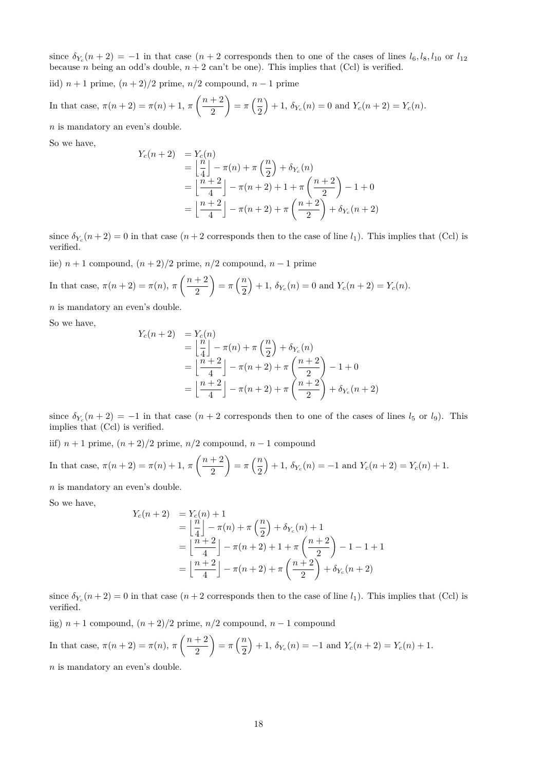since $\delta_{Y_c}(n+2) = -1$ in that case ($n+2$ corresponds then to one of the cases of lines $l_6, l_8, l_{10}$ or $l_{12}$ because $n$ being an odd's double, $n+2$ can't be one). This implies that (Ccl) is verified.

iid) $n+1$ prime, $(n+2)/2$ prime, $n/2$ compound, $n-1$ prime

In that case, $\pi(n+2) = \pi(n) + 1$, $\pi\left(\dfrac{n+2}{2}\right) = \pi\left(\dfrac{n}{2}\right) + 1$, $\delta_{Y_c}(n) = 0$ and $Y_c(n+2) = Y_c(n)$.

$n$ is mandatory an even's double.

So we have,

$$
\begin{aligned}
Y_c(n+2) &= Y_c(n) \\
&= \left\lfloor \frac{n}{4} \right\rfloor - \pi(n) + \pi\left(\frac{n}{2}\right) + \delta_{Y_c}(n) \\
&= \left\lfloor \frac{n+2}{4} \right\rfloor - \pi(n+2) + 1 + \pi\left(\frac{n+2}{2}\right) - 1 + 0 \\
&= \left\lfloor \frac{n+2}{4} \right\rfloor - \pi(n+2) + \pi\left(\frac{n+2}{2}\right) + \delta_{Y_c}(n+2)
\end{aligned}
$$

since $\delta_{Y_c}(n+2) = 0$ in that case ($n+2$ corresponds then to the case of line $l_1$). This implies that (Ccl) is verified.

iie) $n+1$ compound, $(n+2)/2$ prime, $n/2$ compound, $n-1$ prime

In that case, $\pi(n+2) = \pi(n)$, $\pi\left(\dfrac{n+2}{2}\right) = \pi\left(\dfrac{n}{2}\right) + 1$, $\delta_{Y_c}(n) = 0$ and $Y_c(n+2) = Y_c(n)$.

$n$ is mandatory an even's double.

So we have,

$$
\begin{aligned}
Y_c(n+2) &= Y_c(n) \\
&= \left\lfloor \frac{n}{4} \right\rfloor - \pi(n) + \pi\left(\frac{n}{2}\right) + \delta_{Y_c}(n) \\
&= \left\lfloor \frac{n+2}{4} \right\rfloor - \pi(n+2) + \pi\left(\frac{n+2}{2}\right) - 1 + 0 \\
&= \left\lfloor \frac{n+2}{4} \right\rfloor - \pi(n+2) + \pi\left(\frac{n+2}{2}\right) + \delta_{Y_c}(n+2)
\end{aligned}
$$

since $\delta_{Y_c}(n+2) = -1$ in that case ($n+2$ corresponds then to one of the cases of lines $l_5$ or $l_9$). This implies that (Ccl) is verified.

iif) $n+1$ prime, $(n+2)/2$ prime, $n/2$ compound, $n-1$ compound

In that case, $\pi(n+2) = \pi(n) + 1$, $\pi\left(\dfrac{n+2}{2}\right) = \pi\left(\dfrac{n}{2}\right) + 1$, $\delta_{Y_c}(n) = -1$ and $Y_c(n+2) = Y_c(n) + 1$.

$n$ is mandatory an even's double.

So we have,

$$
\begin{aligned}
Y_c(n+2) &= Y_c(n) + 1 \\
&= \left\lfloor \frac{n}{4} \right\rfloor - \pi(n) + \pi\left(\frac{n}{2}\right) + \delta_{Y_c}(n) + 1 \\
&= \left\lfloor \frac{n+2}{4} \right\rfloor - \pi(n+2) + 1 + \pi\left(\frac{n+2}{2}\right) - 1 - 1 + 1 \\
&= \left\lfloor \frac{n+2}{4} \right\rfloor - \pi(n+2) + \pi\left(\frac{n+2}{2}\right) + \delta_{Y_c}(n+2)
\end{aligned}
$$

since $\delta_{Y_c}(n+2) = 0$ in that case ($n+2$ corresponds then to the case of line $l_1$). This implies that (Ccl) is verified.

iig) $n+1$ compound, $(n+2)/2$ prime, $n/2$ compound, $n-1$ compound

In that case, $\pi(n+2) = \pi(n)$, $\pi\left(\dfrac{n+2}{2}\right) = \pi\left(\dfrac{n}{2}\right) + 1$, $\delta_{Y_c}(n) = -1$ and $Y_c(n+2) = Y_c(n) + 1$.

$n$ is mandatory an even's double.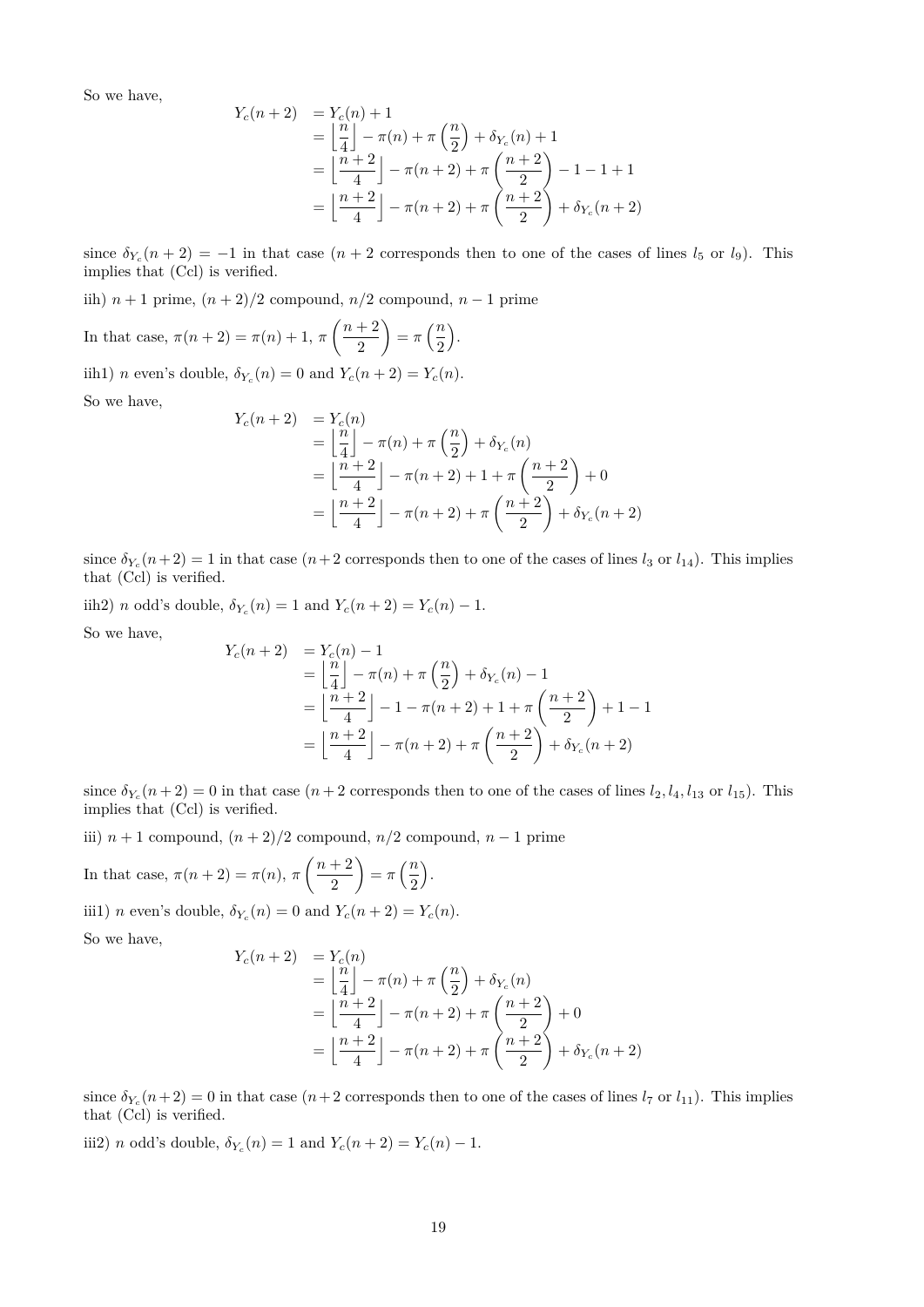So we have,

$$
\begin{aligned}
Y_c(n+2) &= Y_c(n)+1 \\
&= \left\lfloor \frac{n}{4} \right\rfloor - \pi(n) + \pi\left(\frac{n}{2}\right) + \delta_{Y_c}(n) + 1 \\
&= \left\lfloor \frac{n+2}{4} \right\rfloor - \pi(n+2) + \pi\left(\frac{n+2}{2}\right) - 1 - 1 + 1 \\
&= \left\lfloor \frac{n+2}{4} \right\rfloor - \pi(n+2) + \pi\left(\frac{n+2}{2}\right) + \delta_{Y_c}(n+2)
\end{aligned}
$$

since $\delta_{Y_c}(n+2) = -1$ in that case ($n+2$ corresponds then to one of the cases of lines $l_5$ or $l_9$). This implies that (Ccl) is verified.

iih) $n+1$ prime, $(n+2)/2$ compound, $n/2$ compound, $n-1$ prime

In that case, $\pi(n+2) = \pi(n)+1$, $\pi\left(\frac{n+2}{2}\right) = \pi\left(\frac{n}{2}\right)$.

iih1) $n$ even's double, $\delta_{Y_c}(n) = 0$ and $Y_c(n+2) = Y_c(n)$.

So we have,

$$
\begin{aligned}
Y_c(n+2) &= Y_c(n) \\
&= \left\lfloor \frac{n}{4} \right\rfloor - \pi(n) + \pi\left(\frac{n}{2}\right) + \delta_{Y_c}(n) \\
&= \left\lfloor \frac{n+2}{4} \right\rfloor - \pi(n+2) + 1 + \pi\left(\frac{n+2}{2}\right) + 0 \\
&= \left\lfloor \frac{n+2}{4} \right\rfloor - \pi(n+2) + \pi\left(\frac{n+2}{2}\right) + \delta_{Y_c}(n+2)
\end{aligned}
$$

since $\delta_{Y_c}(n+2) = 1$ in that case ($n+2$ corresponds then to one of the cases of lines $l_3$ or $l_{14}$). This implies that (Ccl) is verified.

iih2) $n$ odd's double, $\delta_{Y_c}(n) = 1$ and $Y_c(n+2) = Y_c(n) - 1$.

So we have,

$$
\begin{aligned}
Y_c(n+2) &= Y_c(n) - 1 \\
&= \left\lfloor \frac{n}{4} \right\rfloor - \pi(n) + \pi\left(\frac{n}{2}\right) + \delta_{Y_c}(n) - 1 \\
&= \left\lfloor \frac{n+2}{4} \right\rfloor - 1 - \pi(n+2) + 1 + \pi\left(\frac{n+2}{2}\right) + 1 - 1 \\
&= \left\lfloor \frac{n+2}{4} \right\rfloor - \pi(n+2) + \pi\left(\frac{n+2}{2}\right) + \delta_{Y_c}(n+2)
\end{aligned}
$$

since $\delta_{Y_c}(n+2) = 0$ in that case ($n+2$ corresponds then to one of the cases of lines $l_2, l_4, l_{13}$ or $l_{15}$). This implies that (Ccl) is verified.

iii) $n+1$ compound, $(n+2)/2$ compound, $n/2$ compound, $n-1$ prime

In that case, $\pi(n+2) = \pi(n)$, $\pi\left(\frac{n+2}{2}\right) = \pi\left(\frac{n}{2}\right)$.

iii1) $n$ even's double, $\delta_{Y_c}(n) = 0$ and $Y_c(n+2) = Y_c(n)$.

So we have,

$$
\begin{aligned}
Y_c(n+2) &= Y_c(n) \\
&= \left\lfloor \frac{n}{4} \right\rfloor - \pi(n) + \pi\left(\frac{n}{2}\right) + \delta_{Y_c}(n) \\
&= \left\lfloor \frac{n+2}{4} \right\rfloor - \pi(n+2) + \pi\left(\frac{n+2}{2}\right) + 0 \\
&= \left\lfloor \frac{n+2}{4} \right\rfloor - \pi(n+2) + \pi\left(\frac{n+2}{2}\right) + \delta_{Y_c}(n+2)
\end{aligned}
$$

since $\delta_{Y_c}(n+2) = 0$ in that case ($n+2$ corresponds then to one of the cases of lines $l_7$ or $l_{11}$). This implies that (Ccl) is verified.

iii2) $n$ odd's double, $\delta_{Y_c}(n) = 1$ and $Y_c(n+2) = Y_c(n) - 1$.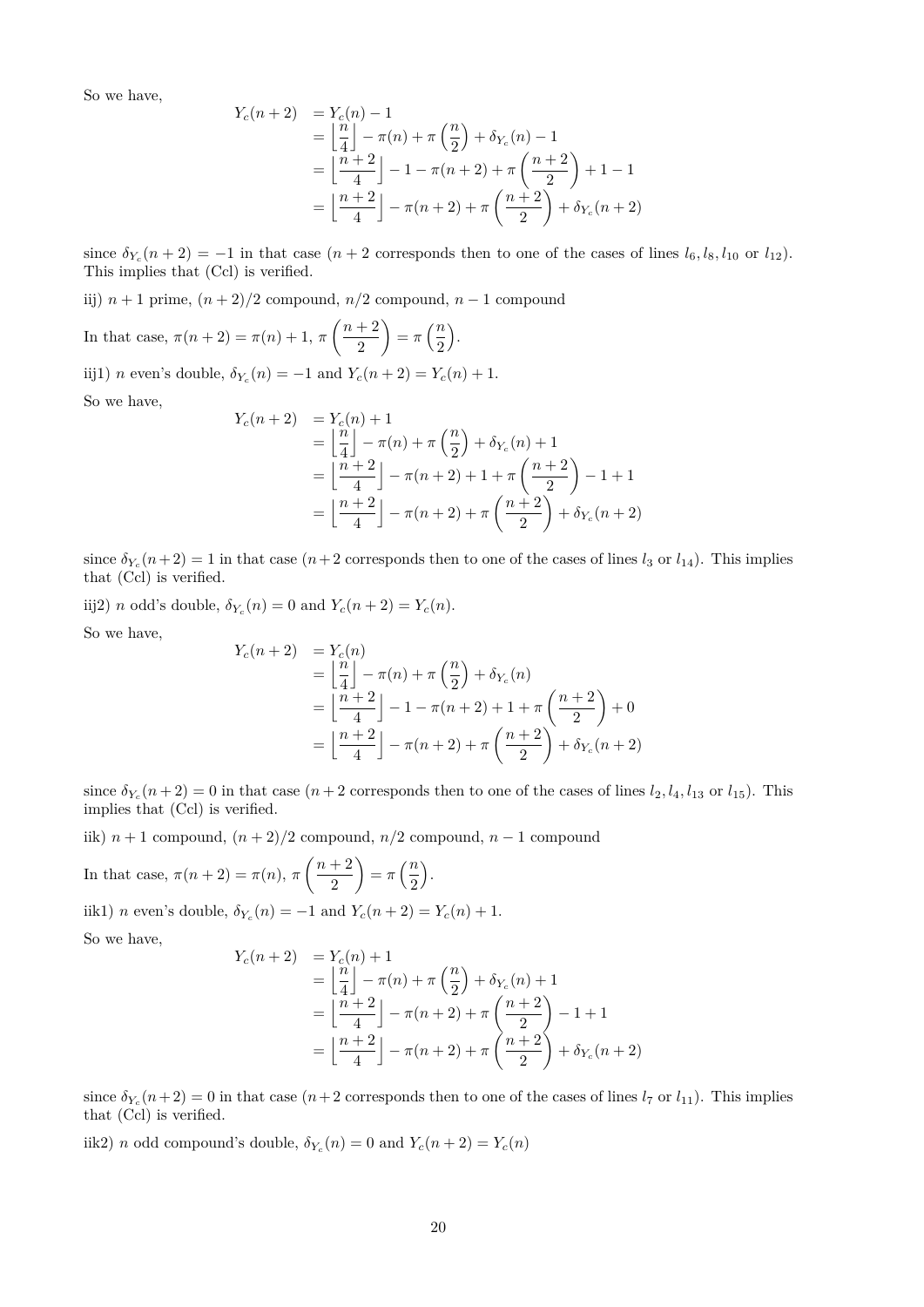So we have,

$$
\begin{aligned}
Y_c(n+2) &= Y_c(n) - 1 \\
&= \left\lfloor \frac{n}{4} \right\rfloor - \pi(n) + \pi\left(\frac{n}{2}\right) + \delta_{Y_c}(n) - 1 \\
&= \left\lfloor \frac{n+2}{4} \right\rfloor - 1 - \pi(n+2) + \pi\left(\frac{n+2}{2}\right) + 1 - 1 \\
&= \left\lfloor \frac{n+2}{4} \right\rfloor - \pi(n+2) + \pi\left(\frac{n+2}{2}\right) + \delta_{Y_c}(n+2)
\end{aligned}
$$

since $\delta_{Y_c}(n+2) = -1$ in that case ($n+2$ corresponds then to one of the cases of lines $l_6, l_8, l_{10}$ or $l_{12}$). This implies that (Ccl) is verified.

iij) $n+1$ prime, $(n+2)/2$ compound, $n/2$ compound, $n-1$ compound

In that case, $\pi(n+2) = \pi(n) + 1$, $\pi\left(\dfrac{n+2}{2}\right) = \pi\left(\dfrac{n}{2}\right)$.

iij1) $n$ even's double, $\delta_{Y_c}(n) = -1$ and $Y_c(n+2) = Y_c(n) + 1$.

So we have,

$$
\begin{aligned}
Y_c(n+2) &= Y_c(n) + 1 \\
&= \left\lfloor \frac{n}{4} \right\rfloor - \pi(n) + \pi\left(\frac{n}{2}\right) + \delta_{Y_c}(n) + 1 \\
&= \left\lfloor \frac{n+2}{4} \right\rfloor - \pi(n+2) + 1 + \pi\left(\frac{n+2}{2}\right) - 1 + 1 \\
&= \left\lfloor \frac{n+2}{4} \right\rfloor - \pi(n+2) + \pi\left(\frac{n+2}{2}\right) + \delta_{Y_c}(n+2)
\end{aligned}
$$

since $\delta_{Y_c}(n+2) = 1$ in that case ($n+2$ corresponds then to one of the cases of lines $l_3$ or $l_{14}$). This implies that (Ccl) is verified.

iij2) $n$ odd's double, $\delta_{Y_c}(n) = 0$ and $Y_c(n+2) = Y_c(n)$.

So we have,

$$
\begin{aligned}
Y_c(n+2) &= Y_c(n) \\
&= \left\lfloor \frac{n}{4} \right\rfloor - \pi(n) + \pi\left(\frac{n}{2}\right) + \delta_{Y_c}(n) \\
&= \left\lfloor \frac{n+2}{4} \right\rfloor - 1 - \pi(n+2) + 1 + \pi\left(\frac{n+2}{2}\right) + 0 \\
&= \left\lfloor \frac{n+2}{4} \right\rfloor - \pi(n+2) + \pi\left(\frac{n+2}{2}\right) + \delta_{Y_c}(n+2)
\end{aligned}
$$

since $\delta_{Y_c}(n+2) = 0$ in that case ($n+2$ corresponds then to one of the cases of lines $l_2, l_4, l_{13}$ or $l_{15}$). This implies that (Ccl) is verified.

iik) $n+1$ compound, $(n+2)/2$ compound, $n/2$ compound, $n-1$ compound

In that case, $\pi(n+2) = \pi(n)$, $\pi\left(\dfrac{n+2}{2}\right) = \pi\left(\dfrac{n}{2}\right)$.

iik1) $n$ even's double, $\delta_{Y_c}(n) = -1$ and $Y_c(n+2) = Y_c(n) + 1$.

So we have,

$$
\begin{aligned}
Y_c(n+2) &= Y_c(n) + 1 \\
&= \left\lfloor \frac{n}{4} \right\rfloor - \pi(n) + \pi\left(\frac{n}{2}\right) + \delta_{Y_c}(n) + 1 \\
&= \left\lfloor \frac{n+2}{4} \right\rfloor - \pi(n+2) + \pi\left(\frac{n+2}{2}\right) - 1 + 1 \\
&= \left\lfloor \frac{n+2}{4} \right\rfloor - \pi(n+2) + \pi\left(\frac{n+2}{2}\right) + \delta_{Y_c}(n+2)
\end{aligned}
$$

since $\delta_{Y_c}(n+2) = 0$ in that case ($n+2$ corresponds then to one of the cases of lines $l_7$ or $l_{11}$). This implies that (Ccl) is verified.

iik2) $n$ odd compound's double, $\delta_{Y_c}(n) = 0$ and $Y_c(n+2) = Y_c(n)$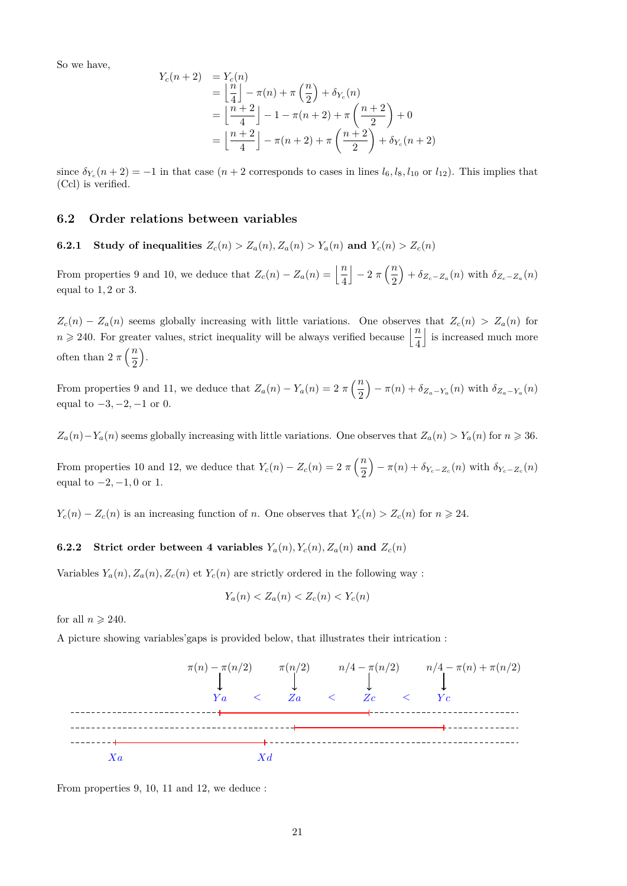So we have,

$$
\begin{aligned}
Y_c(n+2) &= Y_c(n) \\
&= \left\lfloor \frac{n}{4} \right\rfloor - \pi(n) + \pi\left(\frac{n}{2}\right) + \delta_{Y_c}(n) \\
&= \left\lfloor \frac{n+2}{4} \right\rfloor - 1 - \pi(n+2) + \pi\left(\frac{n+2}{2}\right) + 0 \\
&= \left\lfloor \frac{n+2}{4} \right\rfloor - \pi(n+2) + \pi\left(\frac{n+2}{2}\right) + \delta_{Y_c}(n+2)
\end{aligned}
$$

since $\delta_{Y_c}(n+2) = -1$ in that case ($n+2$ corresponds to cases in lines $l_6, l_8, l_{10}$ or $l_{12}$). This implies that (Ccl) is verified.

## 6.2 Order relations between variables

### 6.2.1 Study of inequalities $Z_c(n) > Z_a(n), Z_a(n) > Y_a(n)$ and $Y_c(n) > Z_c(n)$

From properties 9 and 10, we deduce that $Z_c(n) - Z_a(n) = \left\lfloor \frac{n}{4} \right\rfloor - 2\,\pi\left(\frac{n}{2}\right) + \delta_{Z_c - Z_a}(n)$ with $\delta_{Z_c - Z_a}(n)$ equal to $1, 2$ or $3$.

$Z_c(n) - Z_a(n)$ seems globally increasing with little variations. One observes that $Z_c(n) > Z_a(n)$ for $n \geqslant 240$. For greater values, strict inequality will be always verified because $\left\lfloor \frac{n}{4} \right\rfloor$ is increased much more often than $2\,\pi\left(\frac{n}{2}\right)$.

From properties 9 and 11, we deduce that $Z_a(n) - Y_a(n) = 2\,\pi\left(\frac{n}{2}\right) - \pi(n) + \delta_{Z_a - Y_a}(n)$ with $\delta_{Z_a - Y_a}(n)$ equal to $-3, -2, -1$ or $0$.

$Z_a(n) - Y_a(n)$ seems globally increasing with little variations. One observes that $Z_a(n) > Y_a(n)$ for $n \geqslant 36$.

From properties 10 and 12, we deduce that $Y_c(n) - Z_c(n) = 2\,\pi\left(\frac{n}{2}\right) - \pi(n) + \delta_{Y_c - Z_c}(n)$ with $\delta_{Y_c - Z_c}(n)$ equal to $-2, -1, 0$ or $1$.

$Y_c(n) - Z_c(n)$ is an increasing function of $n$. One observes that $Y_c(n) > Z_c(n)$ for $n \geqslant 24$.

### 6.2.2 Strict order between 4 variables $Y_a(n), Y_c(n), Z_a(n)$ and $Z_c(n)$

Variables $Y_a(n), Z_a(n), Z_c(n)$ et $Y_c(n)$ are strictly ordered in the following way :

$$Y_a(n) < Z_a(n) < Z_c(n) < Y_c(n)$$

for all $n \geqslant 240$.

A picture showing variables'gaps is provided below, that illustrates their intrication :

$\pi(n) - \pi(n/2)$ $\quad$ $\pi(n/2)$ $\quad$ $n/4 - \pi(n/2)$ $\quad$ $n/4 - \pi(n) + \pi(n/2)$

$Ya < Za < Zc < Yc$

$Xa$ $\quad$ $Xd$

From properties 9, 10, 11 and 12, we deduce :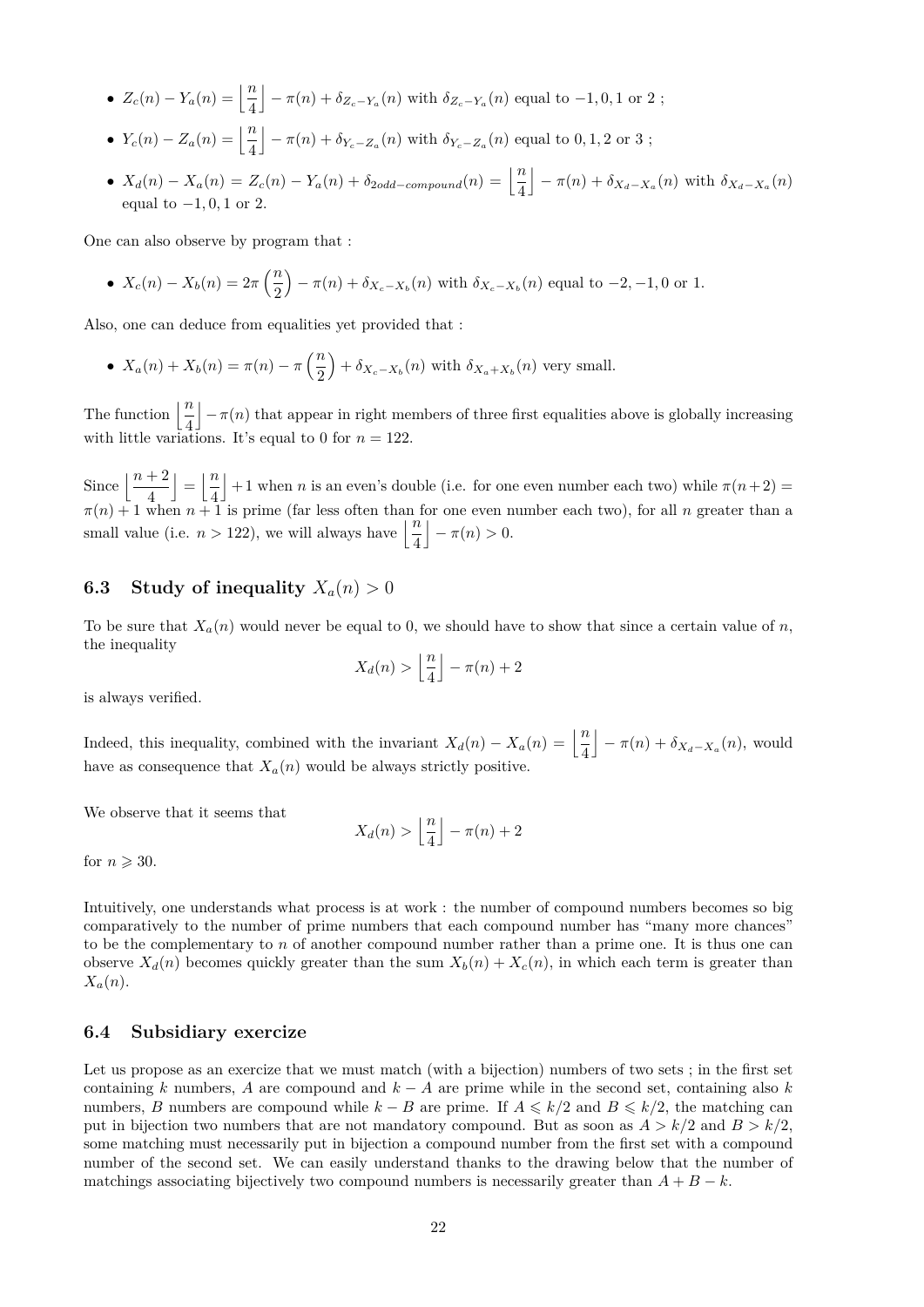- $Z_c(n) - Y_a(n) = \left\lfloor \dfrac{n}{4} \right\rfloor - \pi(n) + \delta_{Z_c-Y_a}(n)$ with $\delta_{Z_c-Y_a}(n)$ equal to $-1, 0, 1$ or $2$ ;
- $Y_c(n) - Z_a(n) = \left\lfloor \dfrac{n}{4} \right\rfloor - \pi(n) + \delta_{Y_c-Z_a}(n)$ with $\delta_{Y_c-Z_a}(n)$ equal to $0, 1, 2$ or $3$ ;
- $X_d(n) - X_a(n) = Z_c(n) - Y_a(n) + \delta_{2odd-compound}(n) = \left\lfloor \dfrac{n}{4} \right\rfloor - \pi(n) + \delta_{X_d-X_a}(n)$ with $\delta_{X_d-X_a}(n)$ equal to $-1, 0, 1$ or $2$.

One can also observe by program that :

- $X_c(n) - X_b(n) = 2\pi\left(\dfrac{n}{2}\right) - \pi(n) + \delta_{X_c-X_b}(n)$ with $\delta_{X_c-X_b}(n)$ equal to $-2, -1, 0$ or $1$.

Also, one can deduce from equalities yet provided that :

- $X_a(n) + X_b(n) = \pi(n) - \pi\left(\dfrac{n}{2}\right) + \delta_{X_c-X_b}(n)$ with $\delta_{X_a+X_b}(n)$ very small.

The function $\left\lfloor \dfrac{n}{4} \right\rfloor - \pi(n)$ that appear in right members of three first equalities above is globally increasing with little variations. It's equal to 0 for $n = 122$.

Since $\left\lfloor \dfrac{n+2}{4} \right\rfloor = \left\lfloor \dfrac{n}{4} \right\rfloor + 1$ when $n$ is an even's double (i.e. for one even number each two) while $\pi(n+2) = \pi(n) + 1$ when $n+1$ is prime (far less often than for one even number each two), for all $n$ greater than a small value (i.e. $n > 122$), we will always have $\left\lfloor \dfrac{n}{4} \right\rfloor - \pi(n) > 0$.

## 6.3 Study of inequality $X_a(n) > 0$

To be sure that $X_a(n)$ would never be equal to 0, we should have to show that since a certain value of $n$, the inequality

$$X_d(n) > \left\lfloor \frac{n}{4} \right\rfloor - \pi(n) + 2$$

is always verified.

Indeed, this inequality, combined with the invariant $X_d(n) - X_a(n) = \left\lfloor \dfrac{n}{4} \right\rfloor - \pi(n) + \delta_{X_d-X_a}(n)$, would have as consequence that $X_a(n)$ would be always strictly positive.

We observe that it seems that

$$X_d(n) > \left\lfloor \frac{n}{4} \right\rfloor - \pi(n) + 2$$

for $n \geqslant 30$.

Intuitively, one understands what process is at work : the number of compound numbers becomes so big comparatively to the number of prime numbers that each compound number has "many more chances" to be the complementary to $n$ of another compound number rather than a prime one. It is thus one can observe $X_d(n)$ becomes quickly greater than the sum $X_b(n) + X_c(n)$, in which each term is greater than $X_a(n)$.

## 6.4 Subsidiary exercize

Let us propose as an exercize that we must match (with a bijection) numbers of two sets ; in the first set containing $k$ numbers, $A$ are compound and $k - A$ are prime while in the second set, containing also $k$ numbers, $B$ numbers are compound while $k - B$ are prime. If $A \leqslant k/2$ and $B \leqslant k/2$, the matching can put in bijection two numbers that are not mandatory compound. But as soon as $A > k/2$ and $B > k/2$, some matching must necessarily put in bijection a compound number from the first set with a compound number of the second set. We can easily understand thanks to the drawing below that the number of matchings associating bijectively two compound numbers is necessarily greater than $A + B - k$.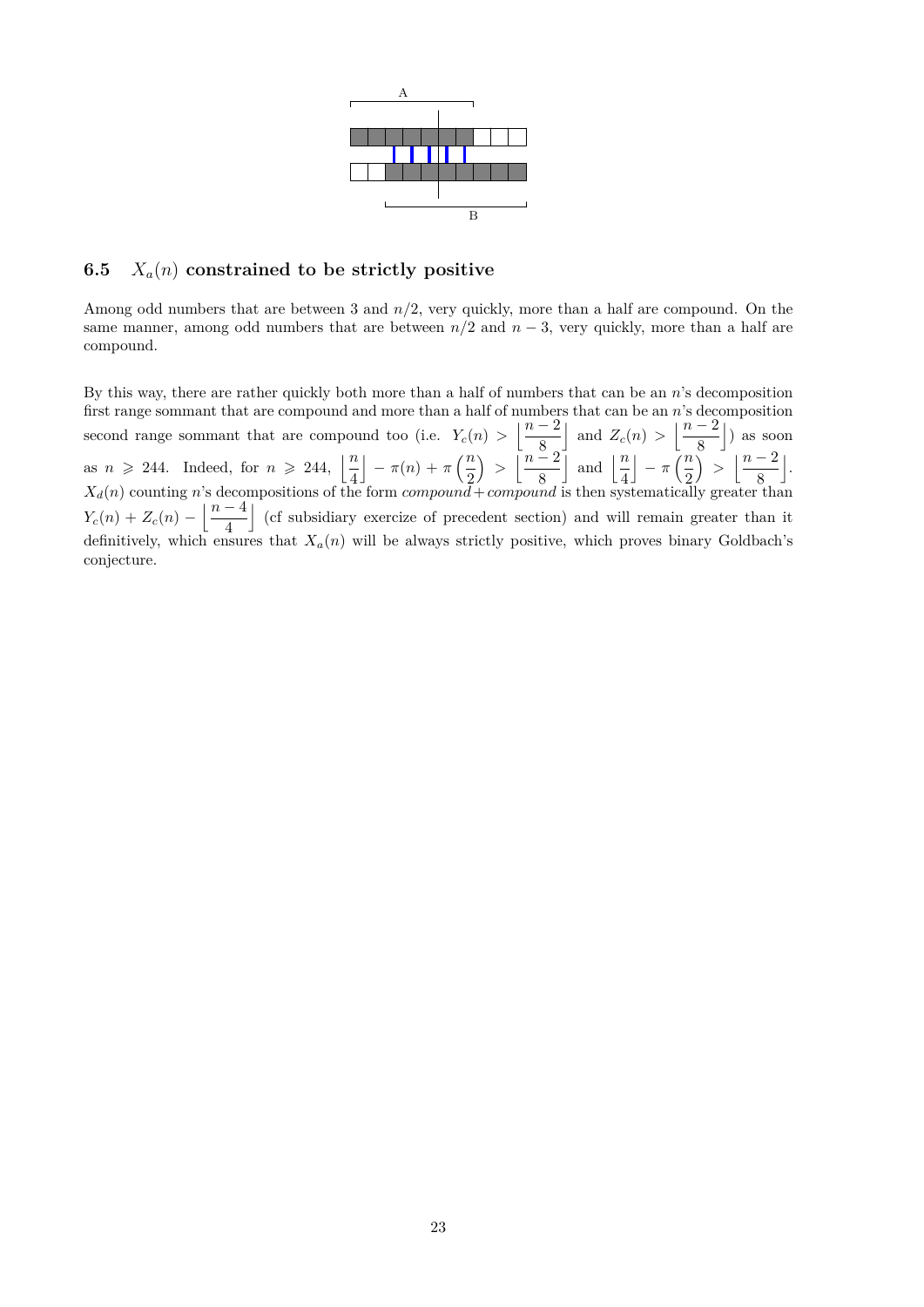A

B

### 6.5 $X_a(n)$ constrained to be strictly positive

Among odd numbers that are between 3 and $n/2$, very quickly, more than a half are compound. On the same manner, among odd numbers that are between $n/2$ and $n-3$, very quickly, more than a half are compound.

By this way, there are rather quickly both more than a half of numbers that can be an $n$'s decomposition first range sommant that are compound and more than a half of numbers that can be an $n$'s decomposition second range sommant that are compound too (i.e. $Y_c(n) > \left\lfloor \dfrac{n-2}{8} \right\rfloor$ and $Z_c(n) > \left\lfloor \dfrac{n-2}{8} \right\rfloor$) as soon as $n \geqslant 244$. Indeed, for $n \geqslant 244$, $\left\lfloor \dfrac{n}{4} \right\rfloor - \pi(n) + \pi\left(\dfrac{n}{2}\right) > \left\lfloor \dfrac{n-2}{8} \right\rfloor$ and $\left\lfloor \dfrac{n}{4} \right\rfloor - \pi\left(\dfrac{n}{2}\right) > \left\lfloor \dfrac{n-2}{8} \right\rfloor$. $X_d(n)$ counting $n$'s decompositions of the form *compound + compound* is then systematically greater than $Y_c(n) + Z_c(n) - \left\lfloor \dfrac{n-4}{4} \right\rfloor$ (cf subsidiary exercize of precedent section) and will remain greater than it definitively, which ensures that $X_a(n)$ will be always strictly positive, which proves binary Goldbach's conjecture.